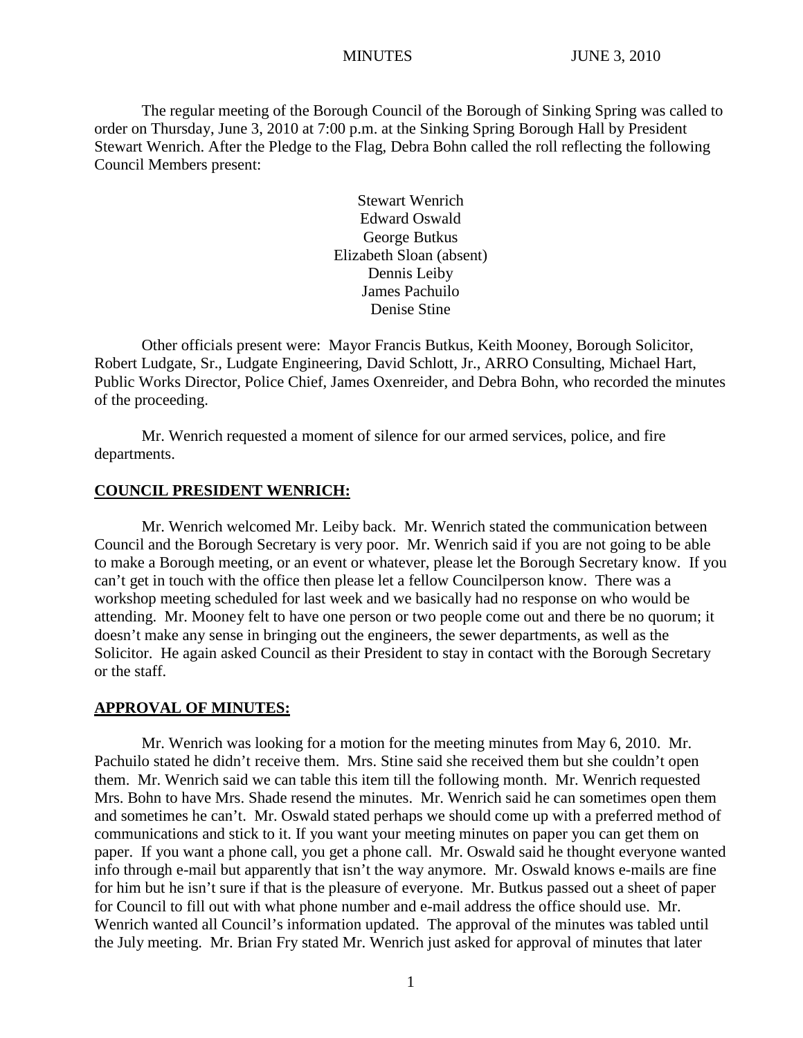MINUTES JUNE 3, 2010

The regular meeting of the Borough Council of the Borough of Sinking Spring was called to order on Thursday, June 3, 2010 at 7:00 p.m. at the Sinking Spring Borough Hall by President Stewart Wenrich. After the Pledge to the Flag, Debra Bohn called the roll reflecting the following Council Members present:

Stewart Wenrich
Edward Oswald
George Butkus
Elizabeth Sloan (absent)
Dennis Leiby
James Pachuilo
Denise Stine

Other officials present were: Mayor Francis Butkus, Keith Mooney, Borough Solicitor, Robert Ludgate, Sr., Ludgate Engineering, David Schlott, Jr., ARRO Consulting, Michael Hart, Public Works Director, Police Chief, James Oxenreider, and Debra Bohn, who recorded the minutes of the proceeding.

Mr. Wenrich requested a moment of silence for our armed services, police, and fire departments.

## COUNCIL PRESIDENT WENRICH:

Mr. Wenrich welcomed Mr. Leiby back. Mr. Wenrich stated the communication between Council and the Borough Secretary is very poor. Mr. Wenrich said if you are not going to be able to make a Borough meeting, or an event or whatever, please let the Borough Secretary know. If you can't get in touch with the office then please let a fellow Councilperson know. There was a workshop meeting scheduled for last week and we basically had no response on who would be attending. Mr. Mooney felt to have one person or two people come out and there be no quorum; it doesn't make any sense in bringing out the engineers, the sewer departments, as well as the Solicitor. He again asked Council as their President to stay in contact with the Borough Secretary or the staff.

## APPROVAL OF MINUTES:

Mr. Wenrich was looking for a motion for the meeting minutes from May 6, 2010. Mr. Pachuilo stated he didn't receive them. Mrs. Stine said she received them but she couldn't open them. Mr. Wenrich said we can table this item till the following month. Mr. Wenrich requested Mrs. Bohn to have Mrs. Shade resend the minutes. Mr. Wenrich said he can sometimes open them and sometimes he can't. Mr. Oswald stated perhaps we should come up with a preferred method of communications and stick to it. If you want your meeting minutes on paper you can get them on paper. If you want a phone call, you get a phone call. Mr. Oswald said he thought everyone wanted info through e-mail but apparently that isn't the way anymore. Mr. Oswald knows e-mails are fine for him but he isn't sure if that is the pleasure of everyone. Mr. Butkus passed out a sheet of paper for Council to fill out with what phone number and e-mail address the office should use. Mr. Wenrich wanted all Council's information updated. The approval of the minutes was tabled until the July meeting. Mr. Brian Fry stated Mr. Wenrich just asked for approval of minutes that later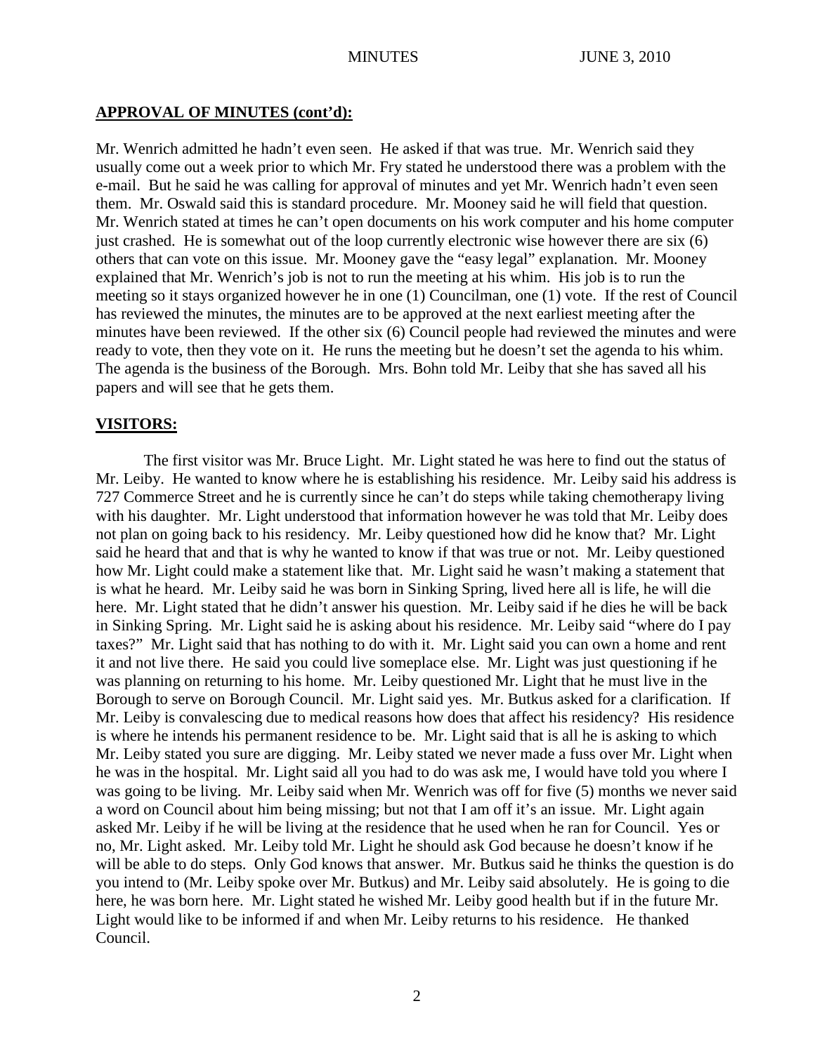**APPROVAL OF MINUTES (cont'd):**

Mr. Wenrich admitted he hadn't even seen. He asked if that was true. Mr. Wenrich said they usually come out a week prior to which Mr. Fry stated he understood there was a problem with the e-mail. But he said he was calling for approval of minutes and yet Mr. Wenrich hadn't even seen them. Mr. Oswald said this is standard procedure. Mr. Mooney said he will field that question. Mr. Wenrich stated at times he can't open documents on his work computer and his home computer just crashed. He is somewhat out of the loop currently electronic wise however there are six (6) others that can vote on this issue. Mr. Mooney gave the "easy legal" explanation. Mr. Mooney explained that Mr. Wenrich's job is not to run the meeting at his whim. His job is to run the meeting so it stays organized however he in one (1) Councilman, one (1) vote. If the rest of Council has reviewed the minutes, the minutes are to be approved at the next earliest meeting after the minutes have been reviewed. If the other six (6) Council people had reviewed the minutes and were ready to vote, then they vote on it. He runs the meeting but he doesn't set the agenda to his whim. The agenda is the business of the Borough. Mrs. Bohn told Mr. Leiby that she has saved all his papers and will see that he gets them.

**VISITORS:**

The first visitor was Mr. Bruce Light. Mr. Light stated he was here to find out the status of Mr. Leiby. He wanted to know where he is establishing his residence. Mr. Leiby said his address is 727 Commerce Street and he is currently since he can't do steps while taking chemotherapy living with his daughter. Mr. Light understood that information however he was told that Mr. Leiby does not plan on going back to his residency. Mr. Leiby questioned how did he know that? Mr. Light said he heard that and that is why he wanted to know if that was true or not. Mr. Leiby questioned how Mr. Light could make a statement like that. Mr. Light said he wasn't making a statement that is what he heard. Mr. Leiby said he was born in Sinking Spring, lived here all is life, he will die here. Mr. Light stated that he didn't answer his question. Mr. Leiby said if he dies he will be back in Sinking Spring. Mr. Light said he is asking about his residence. Mr. Leiby said "where do I pay taxes?" Mr. Light said that has nothing to do with it. Mr. Light said you can own a home and rent it and not live there. He said you could live someplace else. Mr. Light was just questioning if he was planning on returning to his home. Mr. Leiby questioned Mr. Light that he must live in the Borough to serve on Borough Council. Mr. Light said yes. Mr. Butkus asked for a clarification. If Mr. Leiby is convalescing due to medical reasons how does that affect his residency? His residence is where he intends his permanent residence to be. Mr. Light said that is all he is asking to which Mr. Leiby stated you sure are digging. Mr. Leiby stated we never made a fuss over Mr. Light when he was in the hospital. Mr. Light said all you had to do was ask me, I would have told you where I was going to be living. Mr. Leiby said when Mr. Wenrich was off for five (5) months we never said a word on Council about him being missing; but not that I am off it's an issue. Mr. Light again asked Mr. Leiby if he will be living at the residence that he used when he ran for Council. Yes or no, Mr. Light asked. Mr. Leiby told Mr. Light he should ask God because he doesn't know if he will be able to do steps. Only God knows that answer. Mr. Butkus said he thinks the question is do you intend to (Mr. Leiby spoke over Mr. Butkus) and Mr. Leiby said absolutely. He is going to die here, he was born here. Mr. Light stated he wished Mr. Leiby good health but if in the future Mr. Light would like to be informed if and when Mr. Leiby returns to his residence. He thanked Council.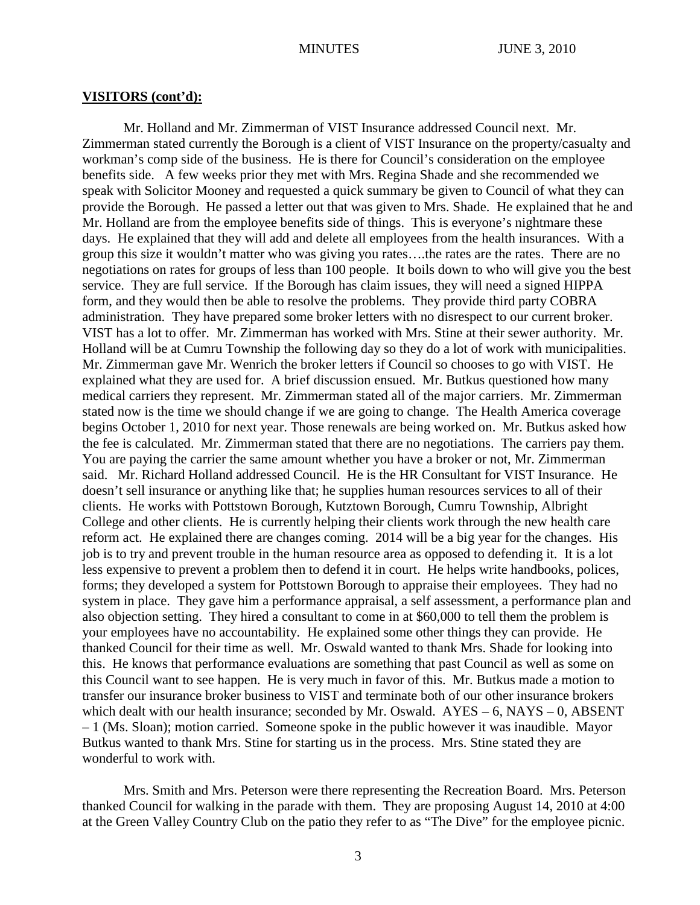**VISITORS (cont'd):**

Mr. Holland and Mr. Zimmerman of VIST Insurance addressed Council next. Mr. Zimmerman stated currently the Borough is a client of VIST Insurance on the property/casualty and workman's comp side of the business. He is there for Council's consideration on the employee benefits side. A few weeks prior they met with Mrs. Regina Shade and she recommended we speak with Solicitor Mooney and requested a quick summary be given to Council of what they can provide the Borough. He passed a letter out that was given to Mrs. Shade. He explained that he and Mr. Holland are from the employee benefits side of things. This is everyone's nightmare these days. He explained that they will add and delete all employees from the health insurances. With a group this size it wouldn't matter who was giving you rates….the rates are the rates. There are no negotiations on rates for groups of less than 100 people. It boils down to who will give you the best service. They are full service. If the Borough has claim issues, they will need a signed HIPPA form, and they would then be able to resolve the problems. They provide third party COBRA administration. They have prepared some broker letters with no disrespect to our current broker. VIST has a lot to offer. Mr. Zimmerman has worked with Mrs. Stine at their sewer authority. Mr. Holland will be at Cumru Township the following day so they do a lot of work with municipalities. Mr. Zimmerman gave Mr. Wenrich the broker letters if Council so chooses to go with VIST. He explained what they are used for. A brief discussion ensued. Mr. Butkus questioned how many medical carriers they represent. Mr. Zimmerman stated all of the major carriers. Mr. Zimmerman stated now is the time we should change if we are going to change. The Health America coverage begins October 1, 2010 for next year. Those renewals are being worked on. Mr. Butkus asked how the fee is calculated. Mr. Zimmerman stated that there are no negotiations. The carriers pay them. You are paying the carrier the same amount whether you have a broker or not, Mr. Zimmerman said. Mr. Richard Holland addressed Council. He is the HR Consultant for VIST Insurance. He doesn't sell insurance or anything like that; he supplies human resources services to all of their clients. He works with Pottstown Borough, Kutztown Borough, Cumru Township, Albright College and other clients. He is currently helping their clients work through the new health care reform act. He explained there are changes coming. 2014 will be a big year for the changes. His job is to try and prevent trouble in the human resource area as opposed to defending it. It is a lot less expensive to prevent a problem then to defend it in court. He helps write handbooks, polices, forms; they developed a system for Pottstown Borough to appraise their employees. They had no system in place. They gave him a performance appraisal, a self assessment, a performance plan and also objection setting. They hired a consultant to come in at $60,000 to tell them the problem is your employees have no accountability. He explained some other things they can provide. He thanked Council for their time as well. Mr. Oswald wanted to thank Mrs. Shade for looking into this. He knows that performance evaluations are something that past Council as well as some on this Council want to see happen. He is very much in favor of this. Mr. Butkus made a motion to transfer our insurance broker business to VIST and terminate both of our other insurance brokers which dealt with our health insurance; seconded by Mr. Oswald. AYES – 6, NAYS – 0, ABSENT – 1 (Ms. Sloan); motion carried. Someone spoke in the public however it was inaudible. Mayor Butkus wanted to thank Mrs. Stine for starting us in the process. Mrs. Stine stated they are wonderful to work with.

Mrs. Smith and Mrs. Peterson were there representing the Recreation Board. Mrs. Peterson thanked Council for walking in the parade with them. They are proposing August 14, 2010 at 4:00 at the Green Valley Country Club on the patio they refer to as "The Dive" for the employee picnic.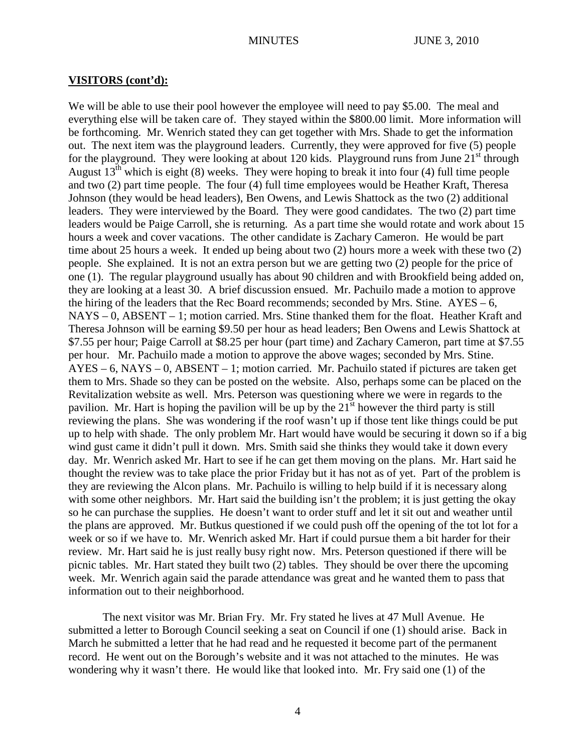**VISITORS (cont'd):**

We will be able to use their pool however the employee will need to pay $5.00. The meal and everything else will be taken care of. They stayed within the $800.00 limit. More information will be forthcoming. Mr. Wenrich stated they can get together with Mrs. Shade to get the information out. The next item was the playground leaders. Currently, they were approved for five (5) people for the playground. They were looking at about 120 kids. Playground runs from June 21st through August 13th which is eight (8) weeks. They were hoping to break it into four (4) full time people and two (2) part time people. The four (4) full time employees would be Heather Kraft, Theresa Johnson (they would be head leaders), Ben Owens, and Lewis Shattock as the two (2) additional leaders. They were interviewed by the Board. They were good candidates. The two (2) part time leaders would be Paige Carroll, she is returning. As a part time she would rotate and work about 15 hours a week and cover vacations. The other candidate is Zachary Cameron. He would be part time about 25 hours a week. It ended up being about two (2) hours more a week with these two (2) people. She explained. It is not an extra person but we are getting two (2) people for the price of one (1). The regular playground usually has about 90 children and with Brookfield being added on, they are looking at a least 30. A brief discussion ensued. Mr. Pachuilo made a motion to approve the hiring of the leaders that the Rec Board recommends; seconded by Mrs. Stine. AYES – 6, NAYS – 0, ABSENT – 1; motion carried. Mrs. Stine thanked them for the float. Heather Kraft and Theresa Johnson will be earning $9.50 per hour as head leaders; Ben Owens and Lewis Shattock at $7.55 per hour; Paige Carroll at $8.25 per hour (part time) and Zachary Cameron, part time at $7.55 per hour. Mr. Pachuilo made a motion to approve the above wages; seconded by Mrs. Stine. AYES – 6, NAYS – 0, ABSENT – 1; motion carried. Mr. Pachuilo stated if pictures are taken get them to Mrs. Shade so they can be posted on the website. Also, perhaps some can be placed on the Revitalization website as well. Mrs. Peterson was questioning where we were in regards to the pavilion. Mr. Hart is hoping the pavilion will be up by the 21st however the third party is still reviewing the plans. She was wondering if the roof wasn't up if those tent like things could be put up to help with shade. The only problem Mr. Hart would have would be securing it down so if a big wind gust came it didn't pull it down. Mrs. Smith said she thinks they would take it down every day. Mr. Wenrich asked Mr. Hart to see if he can get them moving on the plans. Mr. Hart said he thought the review was to take place the prior Friday but it has not as of yet. Part of the problem is they are reviewing the Alcon plans. Mr. Pachuilo is willing to help build if it is necessary along with some other neighbors. Mr. Hart said the building isn't the problem; it is just getting the okay so he can purchase the supplies. He doesn't want to order stuff and let it sit out and weather until the plans are approved. Mr. Butkus questioned if we could push off the opening of the tot lot for a week or so if we have to. Mr. Wenrich asked Mr. Hart if could pursue them a bit harder for their review. Mr. Hart said he is just really busy right now. Mrs. Peterson questioned if there will be picnic tables. Mr. Hart stated they built two (2) tables. They should be over there the upcoming week. Mr. Wenrich again said the parade attendance was great and he wanted them to pass that information out to their neighborhood.

The next visitor was Mr. Brian Fry. Mr. Fry stated he lives at 47 Mull Avenue. He submitted a letter to Borough Council seeking a seat on Council if one (1) should arise. Back in March he submitted a letter that he had read and he requested it become part of the permanent record. He went out on the Borough's website and it was not attached to the minutes. He was wondering why it wasn't there. He would like that looked into. Mr. Fry said one (1) of the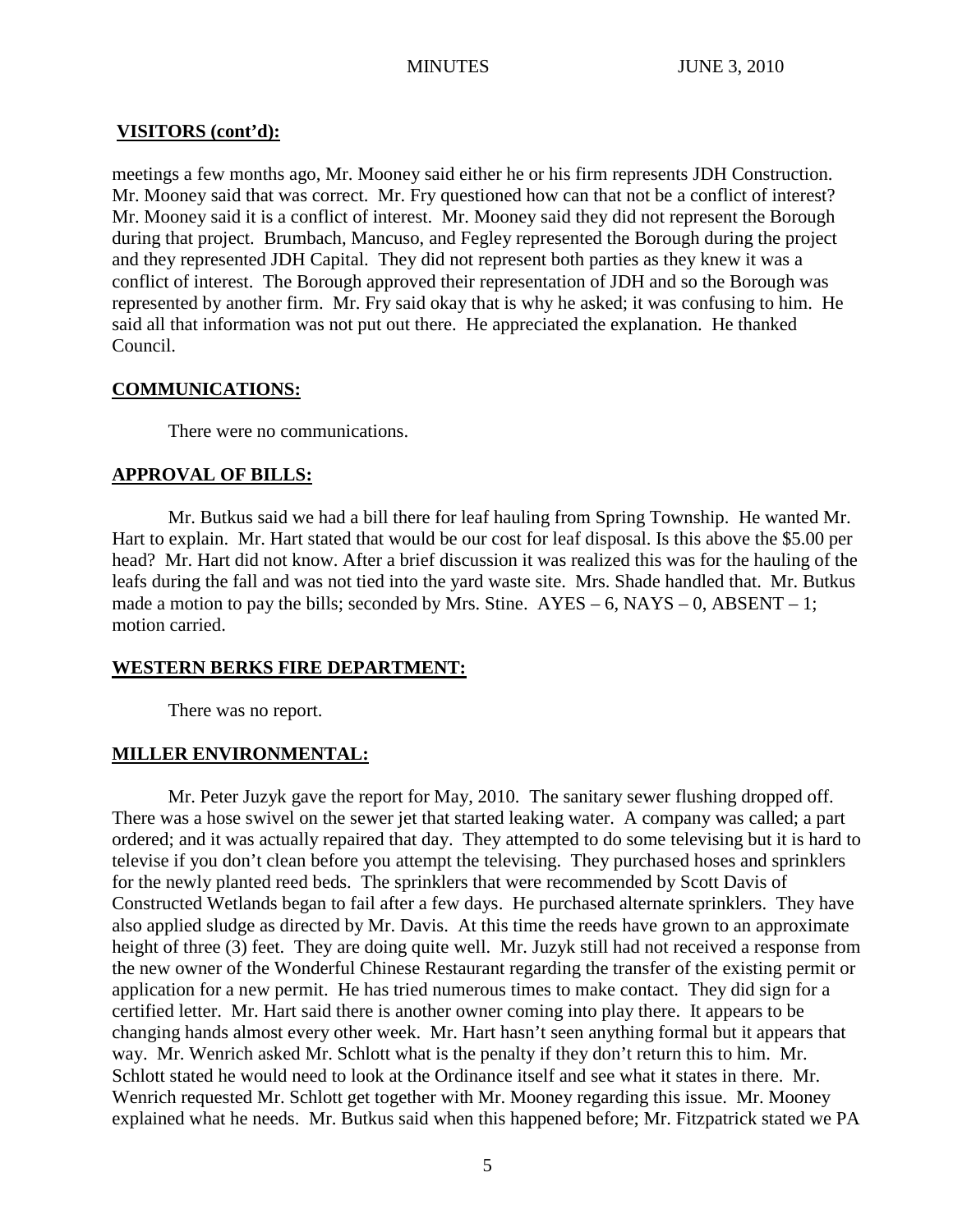## VISITORS (cont'd):

meetings a few months ago, Mr. Mooney said either he or his firm represents JDH Construction. Mr. Mooney said that was correct. Mr. Fry questioned how can that not be a conflict of interest? Mr. Mooney said it is a conflict of interest. Mr. Mooney said they did not represent the Borough during that project. Brumbach, Mancuso, and Fegley represented the Borough during the project and they represented JDH Capital. They did not represent both parties as they knew it was a conflict of interest. The Borough approved their representation of JDH and so the Borough was represented by another firm. Mr. Fry said okay that is why he asked; it was confusing to him. He said all that information was not put out there. He appreciated the explanation. He thanked Council.

## COMMUNICATIONS:

There were no communications.

## APPROVAL OF BILLS:

Mr. Butkus said we had a bill there for leaf hauling from Spring Township. He wanted Mr. Hart to explain. Mr. Hart stated that would be our cost for leaf disposal. Is this above the $5.00 per head? Mr. Hart did not know. After a brief discussion it was realized this was for the hauling of the leafs during the fall and was not tied into the yard waste site. Mrs. Shade handled that. Mr. Butkus made a motion to pay the bills; seconded by Mrs. Stine. AYES – 6, NAYS – 0, ABSENT – 1; motion carried.

## WESTERN BERKS FIRE DEPARTMENT:

There was no report.

## MILLER ENVIRONMENTAL:

Mr. Peter Juzyk gave the report for May, 2010. The sanitary sewer flushing dropped off. There was a hose swivel on the sewer jet that started leaking water. A company was called; a part ordered; and it was actually repaired that day. They attempted to do some televising but it is hard to televise if you don't clean before you attempt the televising. They purchased hoses and sprinklers for the newly planted reed beds. The sprinklers that were recommended by Scott Davis of Constructed Wetlands began to fail after a few days. He purchased alternate sprinklers. They have also applied sludge as directed by Mr. Davis. At this time the reeds have grown to an approximate height of three (3) feet. They are doing quite well. Mr. Juzyk still had not received a response from the new owner of the Wonderful Chinese Restaurant regarding the transfer of the existing permit or application for a new permit. He has tried numerous times to make contact. They did sign for a certified letter. Mr. Hart said there is another owner coming into play there. It appears to be changing hands almost every other week. Mr. Hart hasn't seen anything formal but it appears that way. Mr. Wenrich asked Mr. Schlott what is the penalty if they don't return this to him. Mr. Schlott stated he would need to look at the Ordinance itself and see what it states in there. Mr. Wenrich requested Mr. Schlott get together with Mr. Mooney regarding this issue. Mr. Mooney explained what he needs. Mr. Butkus said when this happened before; Mr. Fitzpatrick stated we PA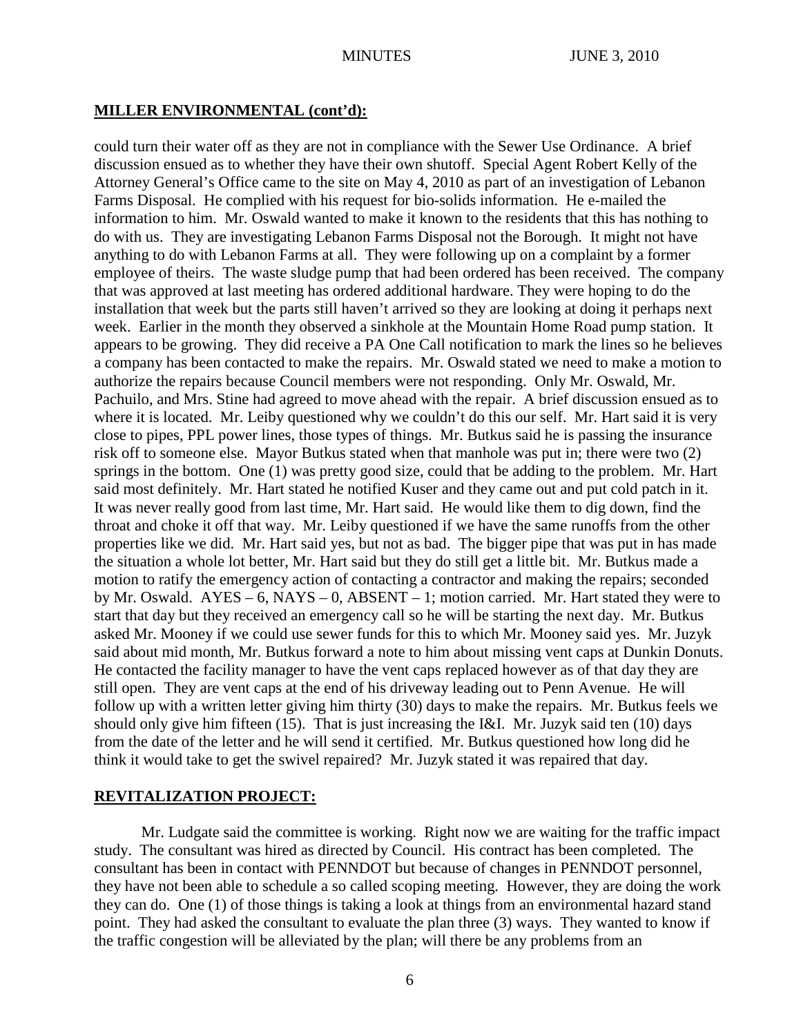## MILLER ENVIRONMENTAL (cont'd):

could turn their water off as they are not in compliance with the Sewer Use Ordinance. A brief discussion ensued as to whether they have their own shutoff. Special Agent Robert Kelly of the Attorney General's Office came to the site on May 4, 2010 as part of an investigation of Lebanon Farms Disposal. He complied with his request for bio-solids information. He e-mailed the information to him. Mr. Oswald wanted to make it known to the residents that this has nothing to do with us. They are investigating Lebanon Farms Disposal not the Borough. It might not have anything to do with Lebanon Farms at all. They were following up on a complaint by a former employee of theirs. The waste sludge pump that had been ordered has been received. The company that was approved at last meeting has ordered additional hardware. They were hoping to do the installation that week but the parts still haven't arrived so they are looking at doing it perhaps next week. Earlier in the month they observed a sinkhole at the Mountain Home Road pump station. It appears to be growing. They did receive a PA One Call notification to mark the lines so he believes a company has been contacted to make the repairs. Mr. Oswald stated we need to make a motion to authorize the repairs because Council members were not responding. Only Mr. Oswald, Mr. Pachuilo, and Mrs. Stine had agreed to move ahead with the repair. A brief discussion ensued as to where it is located. Mr. Leiby questioned why we couldn't do this our self. Mr. Hart said it is very close to pipes, PPL power lines, those types of things. Mr. Butkus said he is passing the insurance risk off to someone else. Mayor Butkus stated when that manhole was put in; there were two (2) springs in the bottom. One (1) was pretty good size, could that be adding to the problem. Mr. Hart said most definitely. Mr. Hart stated he notified Kuser and they came out and put cold patch in it. It was never really good from last time, Mr. Hart said. He would like them to dig down, find the throat and choke it off that way. Mr. Leiby questioned if we have the same runoffs from the other properties like we did. Mr. Hart said yes, but not as bad. The bigger pipe that was put in has made the situation a whole lot better, Mr. Hart said but they do still get a little bit. Mr. Butkus made a motion to ratify the emergency action of contacting a contractor and making the repairs; seconded by Mr. Oswald. AYES – 6, NAYS – 0, ABSENT – 1; motion carried. Mr. Hart stated they were to start that day but they received an emergency call so he will be starting the next day. Mr. Butkus asked Mr. Mooney if we could use sewer funds for this to which Mr. Mooney said yes. Mr. Juzyk said about mid month, Mr. Butkus forward a note to him about missing vent caps at Dunkin Donuts. He contacted the facility manager to have the vent caps replaced however as of that day they are still open. They are vent caps at the end of his driveway leading out to Penn Avenue. He will follow up with a written letter giving him thirty (30) days to make the repairs. Mr. Butkus feels we should only give him fifteen (15). That is just increasing the I&I. Mr. Juzyk said ten (10) days from the date of the letter and he will send it certified. Mr. Butkus questioned how long did he think it would take to get the swivel repaired? Mr. Juzyk stated it was repaired that day.

## REVITALIZATION PROJECT:

Mr. Ludgate said the committee is working. Right now we are waiting for the traffic impact study. The consultant was hired as directed by Council. His contract has been completed. The consultant has been in contact with PENNDOT but because of changes in PENNDOT personnel, they have not been able to schedule a so called scoping meeting. However, they are doing the work they can do. One (1) of those things is taking a look at things from an environmental hazard stand point. They had asked the consultant to evaluate the plan three (3) ways. They wanted to know if the traffic congestion will be alleviated by the plan; will there be any problems from an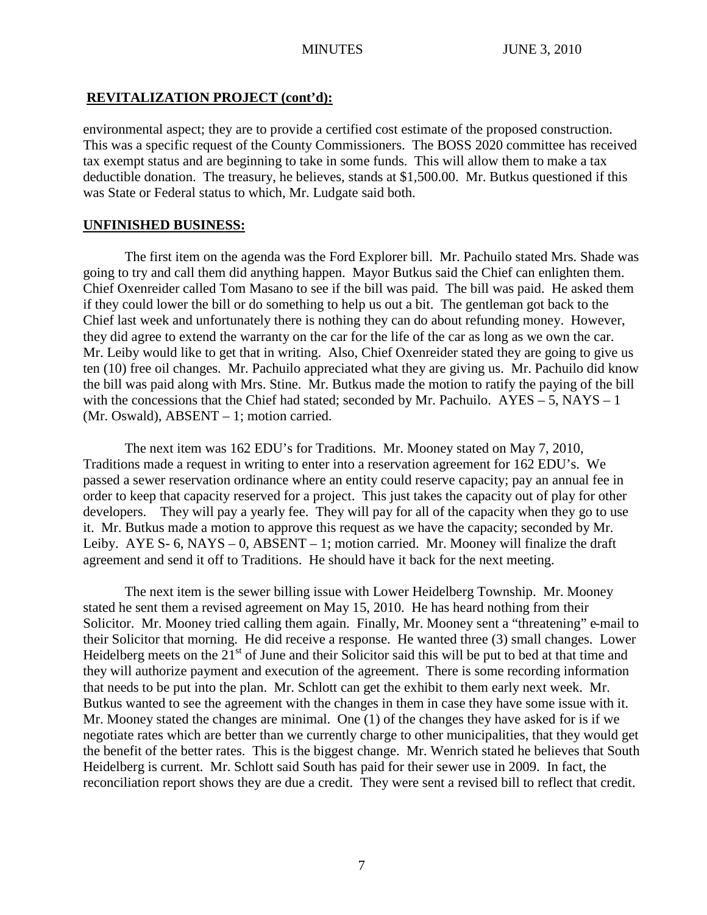## **REVITALIZATION PROJECT (cont'd):**

environmental aspect; they are to provide a certified cost estimate of the proposed construction. This was a specific request of the County Commissioners. The BOSS 2020 committee has received tax exempt status and are beginning to take in some funds. This will allow them to make a tax deductible donation. The treasury, he believes, stands at $1,500.00. Mr. Butkus questioned if this was State or Federal status to which, Mr. Ludgate said both.

## **UNFINISHED BUSINESS:**

The first item on the agenda was the Ford Explorer bill. Mr. Pachuilo stated Mrs. Shade was going to try and call them did anything happen. Mayor Butkus said the Chief can enlighten them. Chief Oxenreider called Tom Masano to see if the bill was paid. The bill was paid. He asked them if they could lower the bill or do something to help us out a bit. The gentleman got back to the Chief last week and unfortunately there is nothing they can do about refunding money. However, they did agree to extend the warranty on the car for the life of the car as long as we own the car. Mr. Leiby would like to get that in writing. Also, Chief Oxenreider stated they are going to give us ten (10) free oil changes. Mr. Pachuilo appreciated what they are giving us. Mr. Pachuilo did know the bill was paid along with Mrs. Stine. Mr. Butkus made the motion to ratify the paying of the bill with the concessions that the Chief had stated; seconded by Mr. Pachuilo. AYES – 5, NAYS – 1 (Mr. Oswald), ABSENT – 1; motion carried.

The next item was 162 EDU's for Traditions. Mr. Mooney stated on May 7, 2010, Traditions made a request in writing to enter into a reservation agreement for 162 EDU's. We passed a sewer reservation ordinance where an entity could reserve capacity; pay an annual fee in order to keep that capacity reserved for a project. This just takes the capacity out of play for other developers. They will pay a yearly fee. They will pay for all of the capacity when they go to use it. Mr. Butkus made a motion to approve this request as we have the capacity; seconded by Mr. Leiby. AYE S- 6, NAYS – 0, ABSENT – 1; motion carried. Mr. Mooney will finalize the draft agreement and send it off to Traditions. He should have it back for the next meeting.

The next item is the sewer billing issue with Lower Heidelberg Township. Mr. Mooney stated he sent them a revised agreement on May 15, 2010. He has heard nothing from their Solicitor. Mr. Mooney tried calling them again. Finally, Mr. Mooney sent a "threatening" e-mail to their Solicitor that morning. He did receive a response. He wanted three (3) small changes. Lower Heidelberg meets on the 21st of June and their Solicitor said this will be put to bed at that time and they will authorize payment and execution of the agreement. There is some recording information that needs to be put into the plan. Mr. Schlott can get the exhibit to them early next week. Mr. Butkus wanted to see the agreement with the changes in them in case they have some issue with it. Mr. Mooney stated the changes are minimal. One (1) of the changes they have asked for is if we negotiate rates which are better than we currently charge to other municipalities, that they would get the benefit of the better rates. This is the biggest change. Mr. Wenrich stated he believes that South Heidelberg is current. Mr. Schlott said South has paid for their sewer use in 2009. In fact, the reconciliation report shows they are due a credit. They were sent a revised bill to reflect that credit.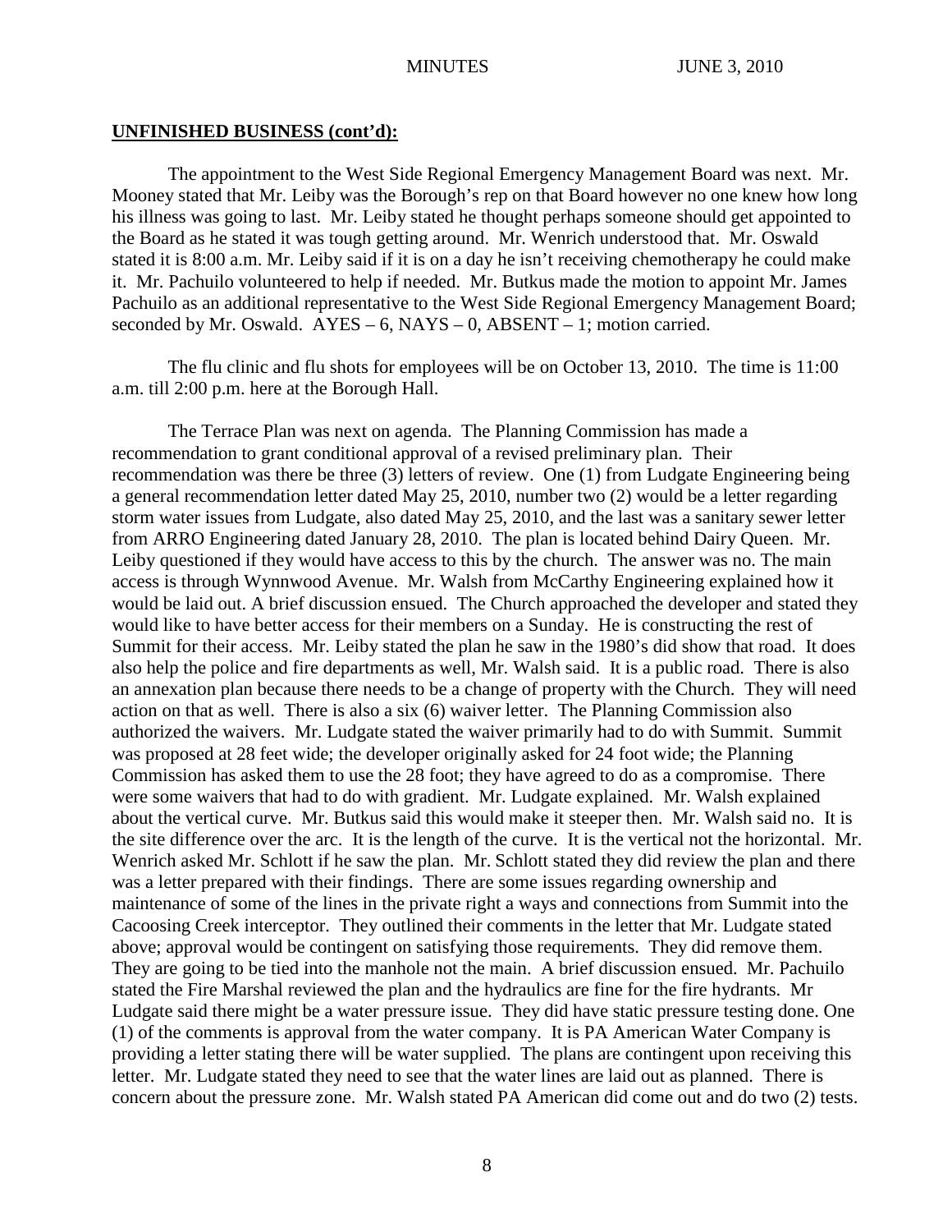**UNFINISHED BUSINESS (cont'd):**

The appointment to the West Side Regional Emergency Management Board was next. Mr. Mooney stated that Mr. Leiby was the Borough's rep on that Board however no one knew how long his illness was going to last. Mr. Leiby stated he thought perhaps someone should get appointed to the Board as he stated it was tough getting around. Mr. Wenrich understood that. Mr. Oswald stated it is 8:00 a.m. Mr. Leiby said if it is on a day he isn't receiving chemotherapy he could make it. Mr. Pachuilo volunteered to help if needed. Mr. Butkus made the motion to appoint Mr. James Pachuilo as an additional representative to the West Side Regional Emergency Management Board; seconded by Mr. Oswald. AYES – 6, NAYS – 0, ABSENT – 1; motion carried.

The flu clinic and flu shots for employees will be on October 13, 2010. The time is 11:00 a.m. till 2:00 p.m. here at the Borough Hall.

The Terrace Plan was next on agenda. The Planning Commission has made a recommendation to grant conditional approval of a revised preliminary plan. Their recommendation was there be three (3) letters of review. One (1) from Ludgate Engineering being a general recommendation letter dated May 25, 2010, number two (2) would be a letter regarding storm water issues from Ludgate, also dated May 25, 2010, and the last was a sanitary sewer letter from ARRO Engineering dated January 28, 2010. The plan is located behind Dairy Queen. Mr. Leiby questioned if they would have access to this by the church. The answer was no. The main access is through Wynnwood Avenue. Mr. Walsh from McCarthy Engineering explained how it would be laid out. A brief discussion ensued. The Church approached the developer and stated they would like to have better access for their members on a Sunday. He is constructing the rest of Summit for their access. Mr. Leiby stated the plan he saw in the 1980's did show that road. It does also help the police and fire departments as well, Mr. Walsh said. It is a public road. There is also an annexation plan because there needs to be a change of property with the Church. They will need action on that as well. There is also a six (6) waiver letter. The Planning Commission also authorized the waivers. Mr. Ludgate stated the waiver primarily had to do with Summit. Summit was proposed at 28 feet wide; the developer originally asked for 24 foot wide; the Planning Commission has asked them to use the 28 foot; they have agreed to do as a compromise. There were some waivers that had to do with gradient. Mr. Ludgate explained. Mr. Walsh explained about the vertical curve. Mr. Butkus said this would make it steeper then. Mr. Walsh said no. It is the site difference over the arc. It is the length of the curve. It is the vertical not the horizontal. Mr. Wenrich asked Mr. Schlott if he saw the plan. Mr. Schlott stated they did review the plan and there was a letter prepared with their findings. There are some issues regarding ownership and maintenance of some of the lines in the private right a ways and connections from Summit into the Cacoosing Creek interceptor. They outlined their comments in the letter that Mr. Ludgate stated above; approval would be contingent on satisfying those requirements. They did remove them. They are going to be tied into the manhole not the main. A brief discussion ensued. Mr. Pachuilo stated the Fire Marshal reviewed the plan and the hydraulics are fine for the fire hydrants. Mr Ludgate said there might be a water pressure issue. They did have static pressure testing done. One (1) of the comments is approval from the water company. It is PA American Water Company is providing a letter stating there will be water supplied. The plans are contingent upon receiving this letter. Mr. Ludgate stated they need to see that the water lines are laid out as planned. There is concern about the pressure zone. Mr. Walsh stated PA American did come out and do two (2) tests.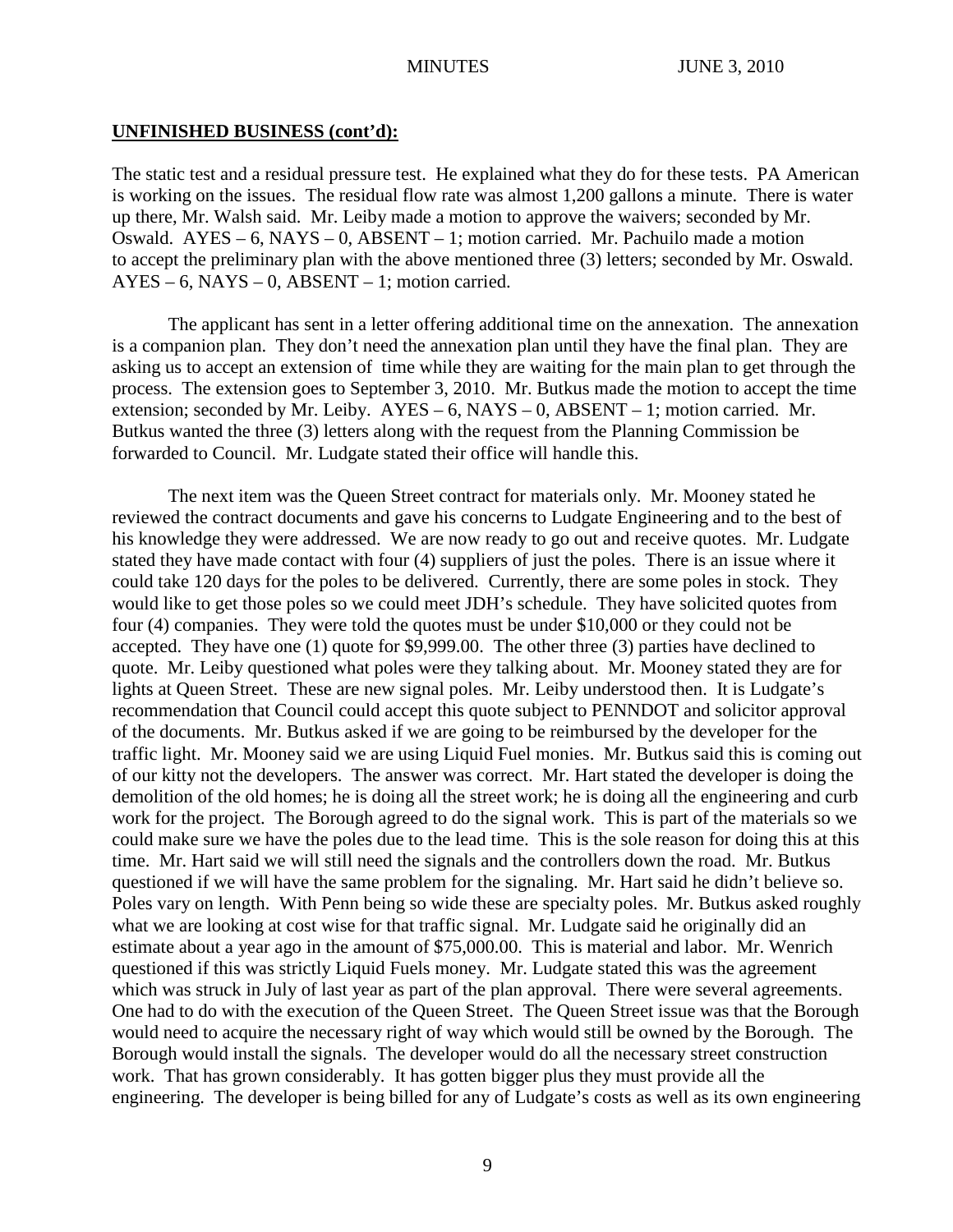**UNFINISHED BUSINESS (cont'd):**

The static test and a residual pressure test. He explained what they do for these tests. PA American is working on the issues. The residual flow rate was almost 1,200 gallons a minute. There is water up there, Mr. Walsh said. Mr. Leiby made a motion to approve the waivers; seconded by Mr. Oswald. AYES – 6, NAYS – 0, ABSENT – 1; motion carried. Mr. Pachuilo made a motion to accept the preliminary plan with the above mentioned three (3) letters; seconded by Mr. Oswald. AYES – 6, NAYS – 0, ABSENT – 1; motion carried.

The applicant has sent in a letter offering additional time on the annexation. The annexation is a companion plan. They don't need the annexation plan until they have the final plan. They are asking us to accept an extension of time while they are waiting for the main plan to get through the process. The extension goes to September 3, 2010. Mr. Butkus made the motion to accept the time extension; seconded by Mr. Leiby. AYES – 6, NAYS – 0, ABSENT – 1; motion carried. Mr. Butkus wanted the three (3) letters along with the request from the Planning Commission be forwarded to Council. Mr. Ludgate stated their office will handle this.

The next item was the Queen Street contract for materials only. Mr. Mooney stated he reviewed the contract documents and gave his concerns to Ludgate Engineering and to the best of his knowledge they were addressed. We are now ready to go out and receive quotes. Mr. Ludgate stated they have made contact with four (4) suppliers of just the poles. There is an issue where it could take 120 days for the poles to be delivered. Currently, there are some poles in stock. They would like to get those poles so we could meet JDH's schedule. They have solicited quotes from four (4) companies. They were told the quotes must be under $10,000 or they could not be accepted. They have one (1) quote for $9,999.00. The other three (3) parties have declined to quote. Mr. Leiby questioned what poles were they talking about. Mr. Mooney stated they are for lights at Queen Street. These are new signal poles. Mr. Leiby understood then. It is Ludgate's recommendation that Council could accept this quote subject to PENNDOT and solicitor approval of the documents. Mr. Butkus asked if we are going to be reimbursed by the developer for the traffic light. Mr. Mooney said we are using Liquid Fuel monies. Mr. Butkus said this is coming out of our kitty not the developers. The answer was correct. Mr. Hart stated the developer is doing the demolition of the old homes; he is doing all the street work; he is doing all the engineering and curb work for the project. The Borough agreed to do the signal work. This is part of the materials so we could make sure we have the poles due to the lead time. This is the sole reason for doing this at this time. Mr. Hart said we will still need the signals and the controllers down the road. Mr. Butkus questioned if we will have the same problem for the signaling. Mr. Hart said he didn't believe so. Poles vary on length. With Penn being so wide these are specialty poles. Mr. Butkus asked roughly what we are looking at cost wise for that traffic signal. Mr. Ludgate said he originally did an estimate about a year ago in the amount of $75,000.00. This is material and labor. Mr. Wenrich questioned if this was strictly Liquid Fuels money. Mr. Ludgate stated this was the agreement which was struck in July of last year as part of the plan approval. There were several agreements. One had to do with the execution of the Queen Street. The Queen Street issue was that the Borough would need to acquire the necessary right of way which would still be owned by the Borough. The Borough would install the signals. The developer would do all the necessary street construction work. That has grown considerably. It has gotten bigger plus they must provide all the engineering. The developer is being billed for any of Ludgate's costs as well as its own engineering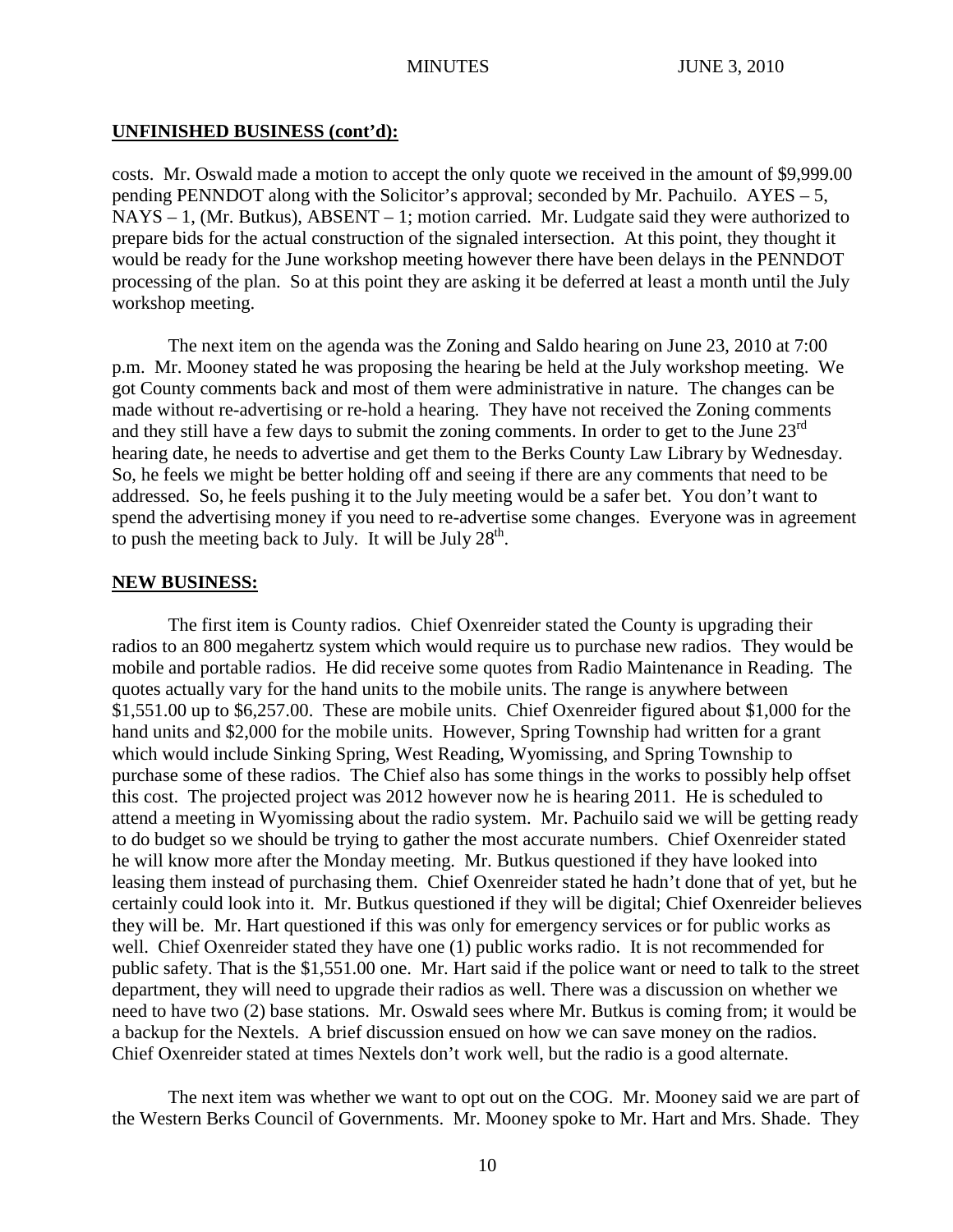## UNFINISHED BUSINESS (cont'd):

costs. Mr. Oswald made a motion to accept the only quote we received in the amount of $9,999.00 pending PENNDOT along with the Solicitor's approval; seconded by Mr. Pachuilo. AYES – 5, NAYS – 1, (Mr. Butkus), ABSENT – 1; motion carried. Mr. Ludgate said they were authorized to prepare bids for the actual construction of the signaled intersection. At this point, they thought it would be ready for the June workshop meeting however there have been delays in the PENNDOT processing of the plan. So at this point they are asking it be deferred at least a month until the July workshop meeting.

The next item on the agenda was the Zoning and Saldo hearing on June 23, 2010 at 7:00 p.m. Mr. Mooney stated he was proposing the hearing be held at the July workshop meeting. We got County comments back and most of them were administrative in nature. The changes can be made without re-advertising or re-hold a hearing. They have not received the Zoning comments and they still have a few days to submit the zoning comments. In order to get to the June 23rd hearing date, he needs to advertise and get them to the Berks County Law Library by Wednesday. So, he feels we might be better holding off and seeing if there are any comments that need to be addressed. So, he feels pushing it to the July meeting would be a safer bet. You don't want to spend the advertising money if you need to re-advertise some changes. Everyone was in agreement to push the meeting back to July. It will be July 28th.

## NEW BUSINESS:

The first item is County radios. Chief Oxenreider stated the County is upgrading their radios to an 800 megahertz system which would require us to purchase new radios. They would be mobile and portable radios. He did receive some quotes from Radio Maintenance in Reading. The quotes actually vary for the hand units to the mobile units. The range is anywhere between $1,551.00 up to $6,257.00. These are mobile units. Chief Oxenreider figured about $1,000 for the hand units and $2,000 for the mobile units. However, Spring Township had written for a grant which would include Sinking Spring, West Reading, Wyomissing, and Spring Township to purchase some of these radios. The Chief also has some things in the works to possibly help offset this cost. The projected project was 2012 however now he is hearing 2011. He is scheduled to attend a meeting in Wyomissing about the radio system. Mr. Pachuilo said we will be getting ready to do budget so we should be trying to gather the most accurate numbers. Chief Oxenreider stated he will know more after the Monday meeting. Mr. Butkus questioned if they have looked into leasing them instead of purchasing them. Chief Oxenreider stated he hadn't done that of yet, but he certainly could look into it. Mr. Butkus questioned if they will be digital; Chief Oxenreider believes they will be. Mr. Hart questioned if this was only for emergency services or for public works as well. Chief Oxenreider stated they have one (1) public works radio. It is not recommended for public safety. That is the $1,551.00 one. Mr. Hart said if the police want or need to talk to the street department, they will need to upgrade their radios as well. There was a discussion on whether we need to have two (2) base stations. Mr. Oswald sees where Mr. Butkus is coming from; it would be a backup for the Nextels. A brief discussion ensued on how we can save money on the radios. Chief Oxenreider stated at times Nextels don't work well, but the radio is a good alternate.

The next item was whether we want to opt out on the COG. Mr. Mooney said we are part of the Western Berks Council of Governments. Mr. Mooney spoke to Mr. Hart and Mrs. Shade. They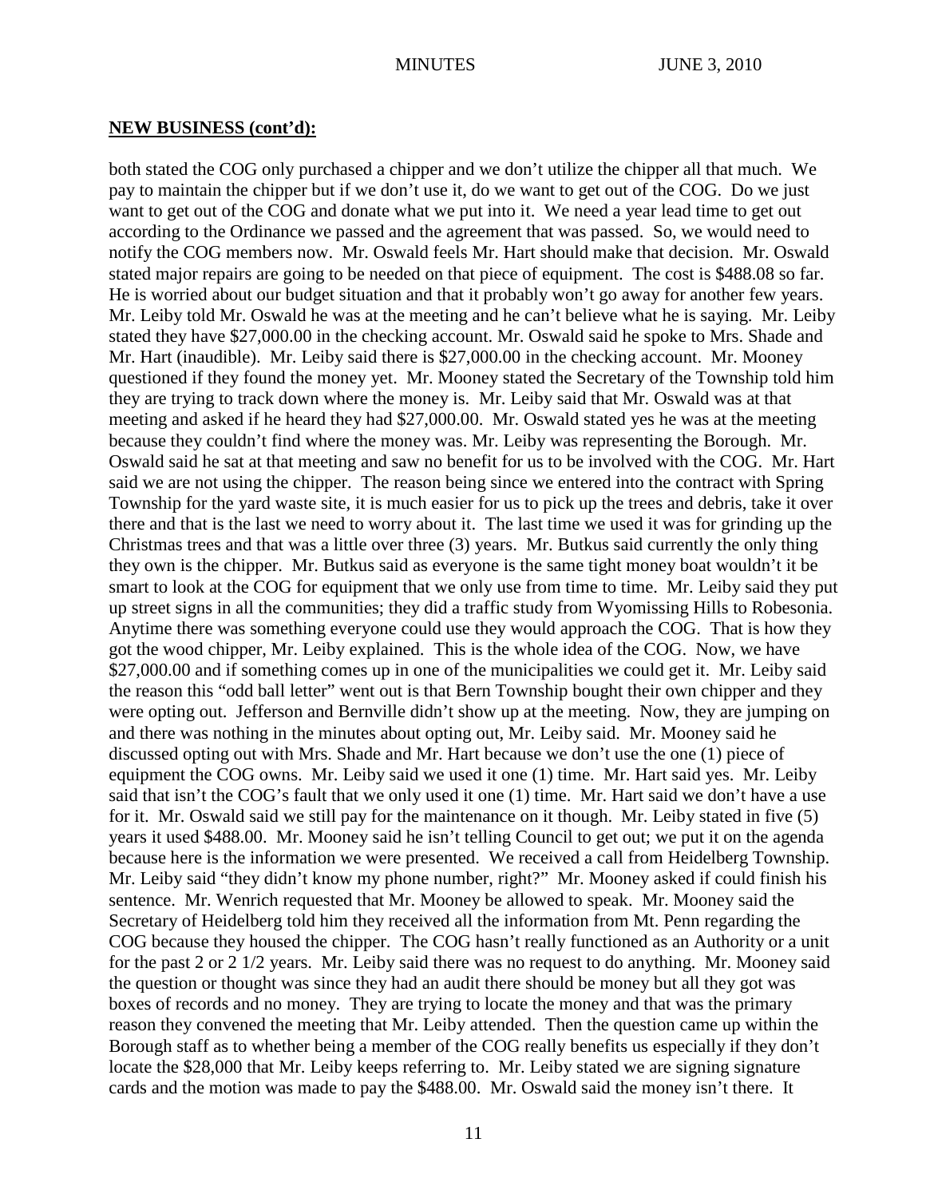**NEW BUSINESS (cont'd):**

both stated the COG only purchased a chipper and we don't utilize the chipper all that much. We pay to maintain the chipper but if we don't use it, do we want to get out of the COG. Do we just want to get out of the COG and donate what we put into it. We need a year lead time to get out according to the Ordinance we passed and the agreement that was passed. So, we would need to notify the COG members now. Mr. Oswald feels Mr. Hart should make that decision. Mr. Oswald stated major repairs are going to be needed on that piece of equipment. The cost is $488.08 so far. He is worried about our budget situation and that it probably won't go away for another few years. Mr. Leiby told Mr. Oswald he was at the meeting and he can't believe what he is saying. Mr. Leiby stated they have $27,000.00 in the checking account. Mr. Oswald said he spoke to Mrs. Shade and Mr. Hart (inaudible). Mr. Leiby said there is $27,000.00 in the checking account. Mr. Mooney questioned if they found the money yet. Mr. Mooney stated the Secretary of the Township told him they are trying to track down where the money is. Mr. Leiby said that Mr. Oswald was at that meeting and asked if he heard they had $27,000.00. Mr. Oswald stated yes he was at the meeting because they couldn't find where the money was. Mr. Leiby was representing the Borough. Mr. Oswald said he sat at that meeting and saw no benefit for us to be involved with the COG. Mr. Hart said we are not using the chipper. The reason being since we entered into the contract with Spring Township for the yard waste site, it is much easier for us to pick up the trees and debris, take it over there and that is the last we need to worry about it. The last time we used it was for grinding up the Christmas trees and that was a little over three (3) years. Mr. Butkus said currently the only thing they own is the chipper. Mr. Butkus said as everyone is the same tight money boat wouldn't it be smart to look at the COG for equipment that we only use from time to time. Mr. Leiby said they put up street signs in all the communities; they did a traffic study from Wyomissing Hills to Robesonia. Anytime there was something everyone could use they would approach the COG. That is how they got the wood chipper, Mr. Leiby explained. This is the whole idea of the COG. Now, we have $27,000.00 and if something comes up in one of the municipalities we could get it. Mr. Leiby said the reason this "odd ball letter" went out is that Bern Township bought their own chipper and they were opting out. Jefferson and Bernville didn't show up at the meeting. Now, they are jumping on and there was nothing in the minutes about opting out, Mr. Leiby said. Mr. Mooney said he discussed opting out with Mrs. Shade and Mr. Hart because we don't use the one (1) piece of equipment the COG owns. Mr. Leiby said we used it one (1) time. Mr. Hart said yes. Mr. Leiby said that isn't the COG's fault that we only used it one (1) time. Mr. Hart said we don't have a use for it. Mr. Oswald said we still pay for the maintenance on it though. Mr. Leiby stated in five (5) years it used $488.00. Mr. Mooney said he isn't telling Council to get out; we put it on the agenda because here is the information we were presented. We received a call from Heidelberg Township. Mr. Leiby said "they didn't know my phone number, right?" Mr. Mooney asked if could finish his sentence. Mr. Wenrich requested that Mr. Mooney be allowed to speak. Mr. Mooney said the Secretary of Heidelberg told him they received all the information from Mt. Penn regarding the COG because they housed the chipper. The COG hasn't really functioned as an Authority or a unit for the past 2 or 2 1/2 years. Mr. Leiby said there was no request to do anything. Mr. Mooney said the question or thought was since they had an audit there should be money but all they got was boxes of records and no money. They are trying to locate the money and that was the primary reason they convened the meeting that Mr. Leiby attended. Then the question came up within the Borough staff as to whether being a member of the COG really benefits us especially if they don't locate the $28,000 that Mr. Leiby keeps referring to. Mr. Leiby stated we are signing signature cards and the motion was made to pay the $488.00. Mr. Oswald said the money isn't there. It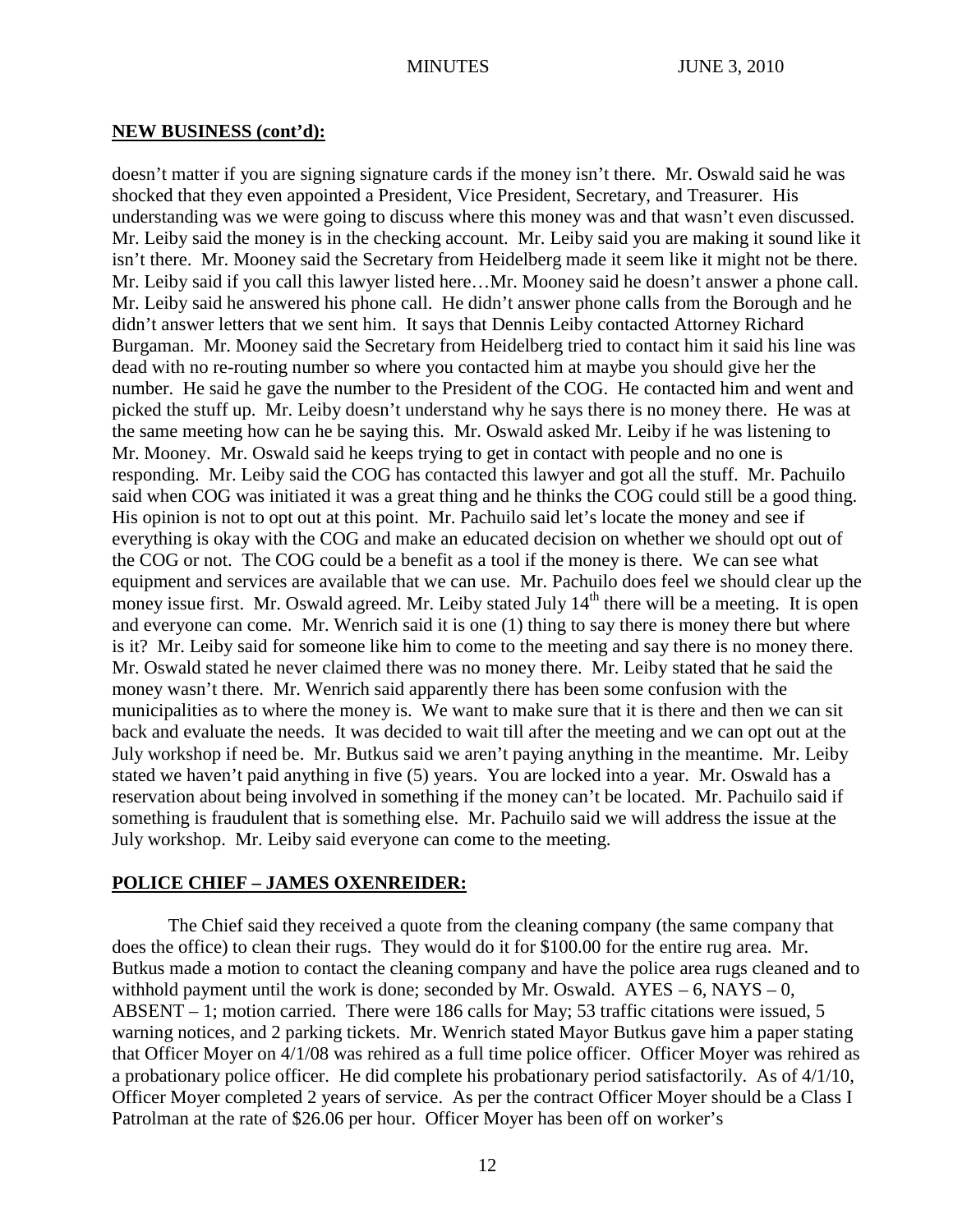## **NEW BUSINESS (cont'd):**

doesn't matter if you are signing signature cards if the money isn't there. Mr. Oswald said he was shocked that they even appointed a President, Vice President, Secretary, and Treasurer. His understanding was we were going to discuss where this money was and that wasn't even discussed. Mr. Leiby said the money is in the checking account. Mr. Leiby said you are making it sound like it isn't there. Mr. Mooney said the Secretary from Heidelberg made it seem like it might not be there. Mr. Leiby said if you call this lawyer listed here…Mr. Mooney said he doesn't answer a phone call. Mr. Leiby said he answered his phone call. He didn't answer phone calls from the Borough and he didn't answer letters that we sent him. It says that Dennis Leiby contacted Attorney Richard Burgaman. Mr. Mooney said the Secretary from Heidelberg tried to contact him it said his line was dead with no re-routing number so where you contacted him at maybe you should give her the number. He said he gave the number to the President of the COG. He contacted him and went and picked the stuff up. Mr. Leiby doesn't understand why he says there is no money there. He was at the same meeting how can he be saying this. Mr. Oswald asked Mr. Leiby if he was listening to Mr. Mooney. Mr. Oswald said he keeps trying to get in contact with people and no one is responding. Mr. Leiby said the COG has contacted this lawyer and got all the stuff. Mr. Pachuilo said when COG was initiated it was a great thing and he thinks the COG could still be a good thing. His opinion is not to opt out at this point. Mr. Pachuilo said let's locate the money and see if everything is okay with the COG and make an educated decision on whether we should opt out of the COG or not. The COG could be a benefit as a tool if the money is there. We can see what equipment and services are available that we can use. Mr. Pachuilo does feel we should clear up the money issue first. Mr. Oswald agreed. Mr. Leiby stated July 14th there will be a meeting. It is open and everyone can come. Mr. Wenrich said it is one (1) thing to say there is money there but where is it? Mr. Leiby said for someone like him to come to the meeting and say there is no money there. Mr. Oswald stated he never claimed there was no money there. Mr. Leiby stated that he said the money wasn't there. Mr. Wenrich said apparently there has been some confusion with the municipalities as to where the money is. We want to make sure that it is there and then we can sit back and evaluate the needs. It was decided to wait till after the meeting and we can opt out at the July workshop if need be. Mr. Butkus said we aren't paying anything in the meantime. Mr. Leiby stated we haven't paid anything in five (5) years. You are locked into a year. Mr. Oswald has a reservation about being involved in something if the money can't be located. Mr. Pachuilo said if something is fraudulent that is something else. Mr. Pachuilo said we will address the issue at the July workshop. Mr. Leiby said everyone can come to the meeting.

## **POLICE CHIEF – JAMES OXENREIDER:**

The Chief said they received a quote from the cleaning company (the same company that does the office) to clean their rugs. They would do it for $100.00 for the entire rug area. Mr. Butkus made a motion to contact the cleaning company and have the police area rugs cleaned and to withhold payment until the work is done; seconded by Mr. Oswald. AYES – 6, NAYS – 0, ABSENT – 1; motion carried. There were 186 calls for May; 53 traffic citations were issued, 5 warning notices, and 2 parking tickets. Mr. Wenrich stated Mayor Butkus gave him a paper stating that Officer Moyer on 4/1/08 was rehired as a full time police officer. Officer Moyer was rehired as a probationary police officer. He did complete his probationary period satisfactorily. As of 4/1/10, Officer Moyer completed 2 years of service. As per the contract Officer Moyer should be a Class I Patrolman at the rate of $26.06 per hour. Officer Moyer has been off on worker's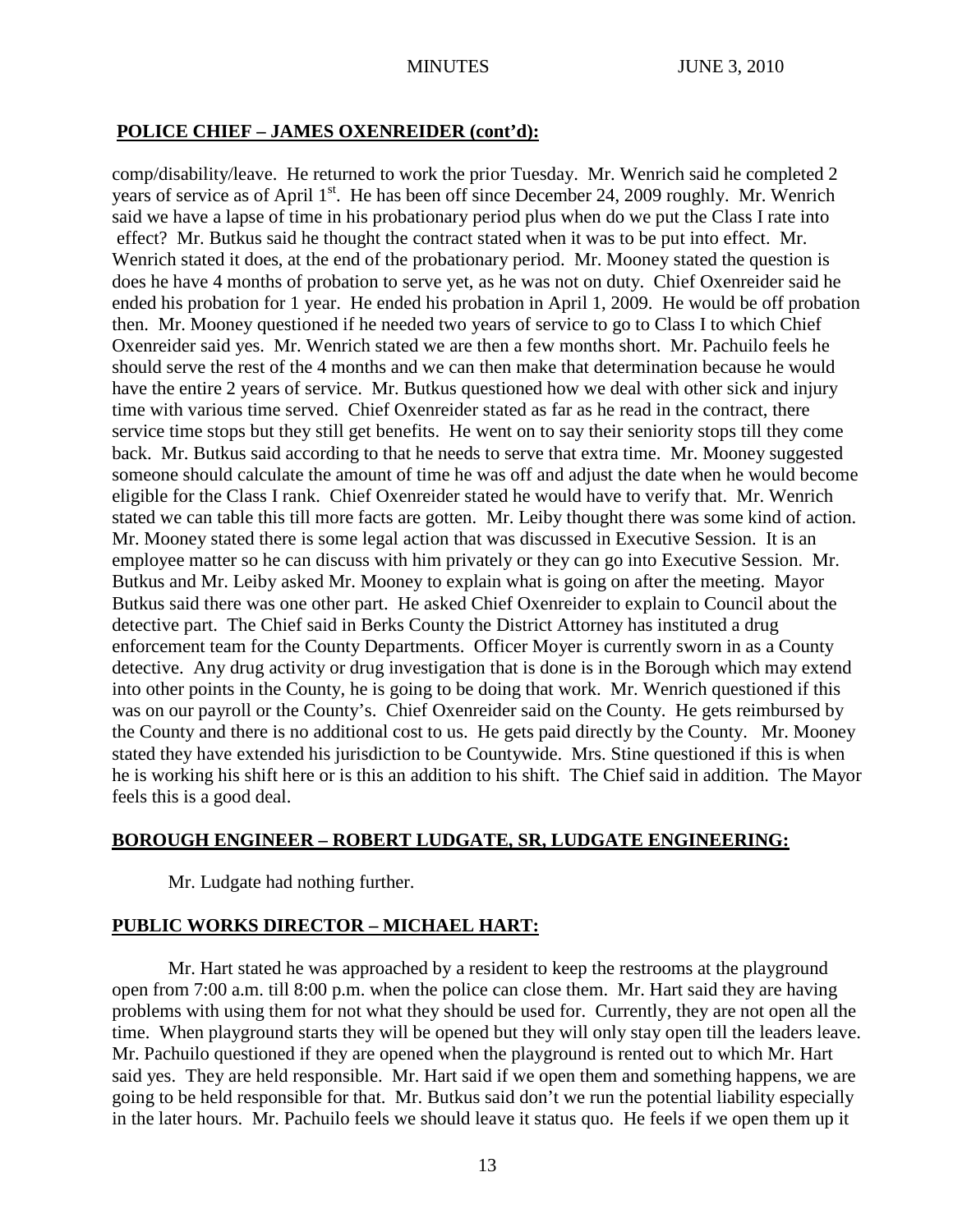## POLICE CHIEF – JAMES OXENREIDER (cont'd):

comp/disability/leave. He returned to work the prior Tuesday. Mr. Wenrich said he completed 2 years of service as of April 1st. He has been off since December 24, 2009 roughly. Mr. Wenrich said we have a lapse of time in his probationary period plus when do we put the Class I rate into effect? Mr. Butkus said he thought the contract stated when it was to be put into effect. Mr. Wenrich stated it does, at the end of the probationary period. Mr. Mooney stated the question is does he have 4 months of probation to serve yet, as he was not on duty. Chief Oxenreider said he ended his probation for 1 year. He ended his probation in April 1, 2009. He would be off probation then. Mr. Mooney questioned if he needed two years of service to go to Class I to which Chief Oxenreider said yes. Mr. Wenrich stated we are then a few months short. Mr. Pachuilo feels he should serve the rest of the 4 months and we can then make that determination because he would have the entire 2 years of service. Mr. Butkus questioned how we deal with other sick and injury time with various time served. Chief Oxenreider stated as far as he read in the contract, there service time stops but they still get benefits. He went on to say their seniority stops till they come back. Mr. Butkus said according to that he needs to serve that extra time. Mr. Mooney suggested someone should calculate the amount of time he was off and adjust the date when he would become eligible for the Class I rank. Chief Oxenreider stated he would have to verify that. Mr. Wenrich stated we can table this till more facts are gotten. Mr. Leiby thought there was some kind of action. Mr. Mooney stated there is some legal action that was discussed in Executive Session. It is an employee matter so he can discuss with him privately or they can go into Executive Session. Mr. Butkus and Mr. Leiby asked Mr. Mooney to explain what is going on after the meeting. Mayor Butkus said there was one other part. He asked Chief Oxenreider to explain to Council about the detective part. The Chief said in Berks County the District Attorney has instituted a drug enforcement team for the County Departments. Officer Moyer is currently sworn in as a County detective. Any drug activity or drug investigation that is done is in the Borough which may extend into other points in the County, he is going to be doing that work. Mr. Wenrich questioned if this was on our payroll or the County's. Chief Oxenreider said on the County. He gets reimbursed by the County and there is no additional cost to us. He gets paid directly by the County. Mr. Mooney stated they have extended his jurisdiction to be Countywide. Mrs. Stine questioned if this is when he is working his shift here or is this an addition to his shift. The Chief said in addition. The Mayor feels this is a good deal.

## BOROUGH ENGINEER – ROBERT LUDGATE, SR, LUDGATE ENGINEERING:

Mr. Ludgate had nothing further.

## PUBLIC WORKS DIRECTOR – MICHAEL HART:

Mr. Hart stated he was approached by a resident to keep the restrooms at the playground open from 7:00 a.m. till 8:00 p.m. when the police can close them. Mr. Hart said they are having problems with using them for not what they should be used for. Currently, they are not open all the time. When playground starts they will be opened but they will only stay open till the leaders leave. Mr. Pachuilo questioned if they are opened when the playground is rented out to which Mr. Hart said yes. They are held responsible. Mr. Hart said if we open them and something happens, we are going to be held responsible for that. Mr. Butkus said don't we run the potential liability especially in the later hours. Mr. Pachuilo feels we should leave it status quo. He feels if we open them up it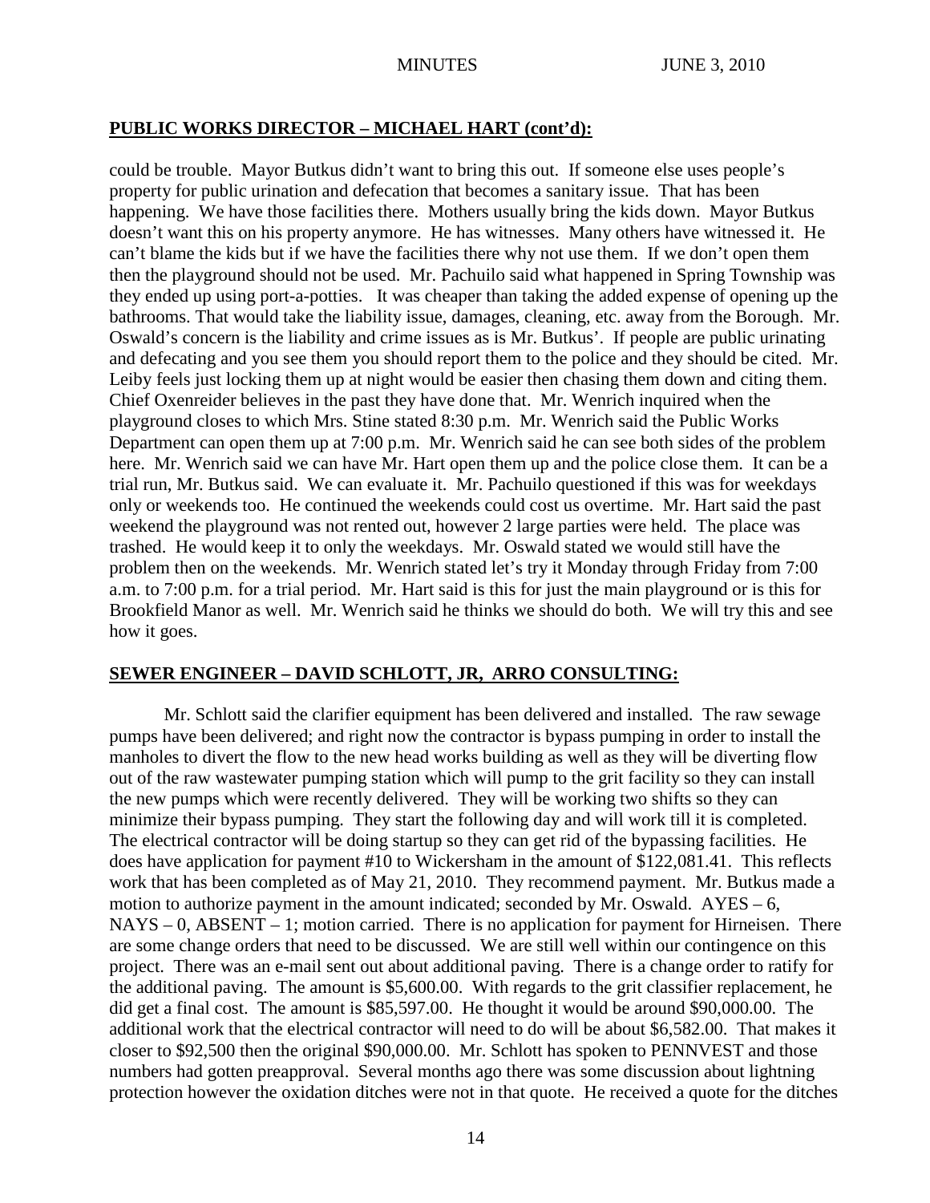## PUBLIC WORKS DIRECTOR – MICHAEL HART (cont'd):

could be trouble. Mayor Butkus didn't want to bring this out. If someone else uses people's property for public urination and defecation that becomes a sanitary issue. That has been happening. We have those facilities there. Mothers usually bring the kids down. Mayor Butkus doesn't want this on his property anymore. He has witnesses. Many others have witnessed it. He can't blame the kids but if we have the facilities there why not use them. If we don't open them then the playground should not be used. Mr. Pachuilo said what happened in Spring Township was they ended up using port-a-potties. It was cheaper than taking the added expense of opening up the bathrooms. That would take the liability issue, damages, cleaning, etc. away from the Borough. Mr. Oswald's concern is the liability and crime issues as is Mr. Butkus'. If people are public urinating and defecating and you see them you should report them to the police and they should be cited. Mr. Leiby feels just locking them up at night would be easier then chasing them down and citing them. Chief Oxenreider believes in the past they have done that. Mr. Wenrich inquired when the playground closes to which Mrs. Stine stated 8:30 p.m. Mr. Wenrich said the Public Works Department can open them up at 7:00 p.m. Mr. Wenrich said he can see both sides of the problem here. Mr. Wenrich said we can have Mr. Hart open them up and the police close them. It can be a trial run, Mr. Butkus said. We can evaluate it. Mr. Pachuilo questioned if this was for weekdays only or weekends too. He continued the weekends could cost us overtime. Mr. Hart said the past weekend the playground was not rented out, however 2 large parties were held. The place was trashed. He would keep it to only the weekdays. Mr. Oswald stated we would still have the problem then on the weekends. Mr. Wenrich stated let's try it Monday through Friday from 7:00 a.m. to 7:00 p.m. for a trial period. Mr. Hart said is this for just the main playground or is this for Brookfield Manor as well. Mr. Wenrich said he thinks we should do both. We will try this and see how it goes.

## SEWER ENGINEER – DAVID SCHLOTT, JR, ARRO CONSULTING:

Mr. Schlott said the clarifier equipment has been delivered and installed. The raw sewage pumps have been delivered; and right now the contractor is bypass pumping in order to install the manholes to divert the flow to the new head works building as well as they will be diverting flow out of the raw wastewater pumping station which will pump to the grit facility so they can install the new pumps which were recently delivered. They will be working two shifts so they can minimize their bypass pumping. They start the following day and will work till it is completed. The electrical contractor will be doing startup so they can get rid of the bypassing facilities. He does have application for payment #10 to Wickersham in the amount of $122,081.41. This reflects work that has been completed as of May 21, 2010. They recommend payment. Mr. Butkus made a motion to authorize payment in the amount indicated; seconded by Mr. Oswald. AYES – 6, NAYS – 0, ABSENT – 1; motion carried. There is no application for payment for Hirneisen. There are some change orders that need to be discussed. We are still well within our contingence on this project. There was an e-mail sent out about additional paving. There is a change order to ratify for the additional paving. The amount is $5,600.00. With regards to the grit classifier replacement, he did get a final cost. The amount is $85,597.00. He thought it would be around $90,000.00. The additional work that the electrical contractor will need to do will be about $6,582.00. That makes it closer to $92,500 then the original $90,000.00. Mr. Schlott has spoken to PENNVEST and those numbers had gotten preapproval. Several months ago there was some discussion about lightning protection however the oxidation ditches were not in that quote. He received a quote for the ditches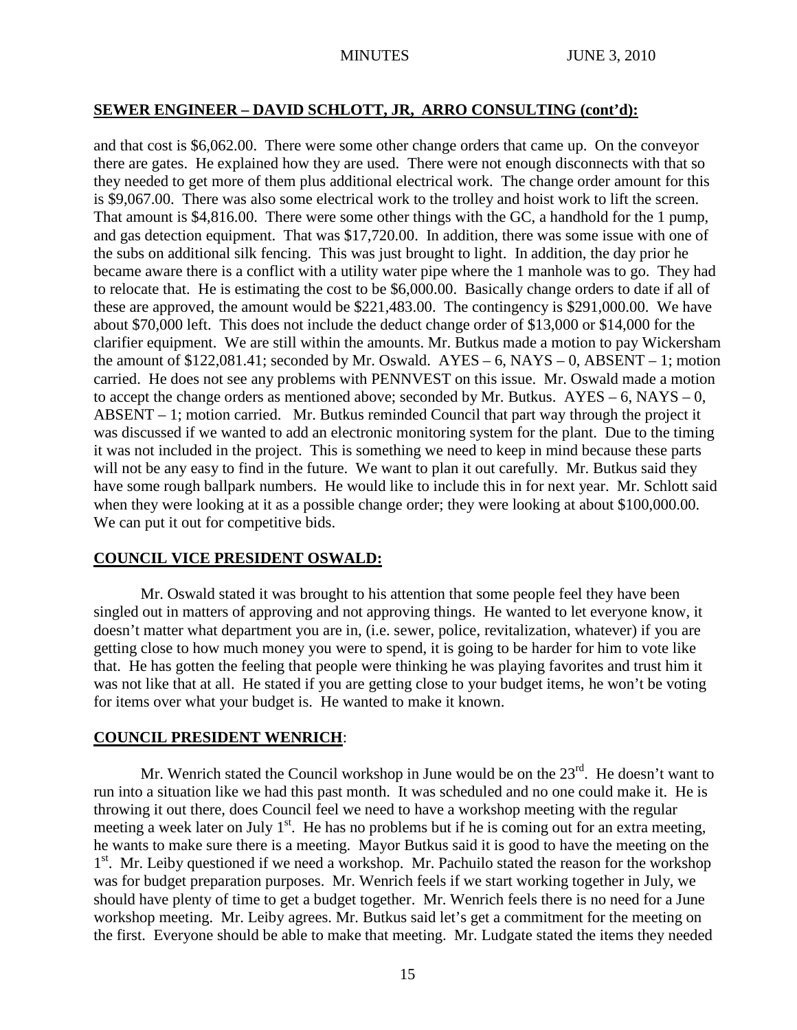## **SEWER ENGINEER – DAVID SCHLOTT, JR, ARRO CONSULTING (cont'd):**

and that cost is $6,062.00. There were some other change orders that came up. On the conveyor there are gates. He explained how they are used. There were not enough disconnects with that so they needed to get more of them plus additional electrical work. The change order amount for this is $9,067.00. There was also some electrical work to the trolley and hoist work to lift the screen. That amount is $4,816.00. There were some other things with the GC, a handhold for the 1 pump, and gas detection equipment. That was $17,720.00. In addition, there was some issue with one of the subs on additional silk fencing. This was just brought to light. In addition, the day prior he became aware there is a conflict with a utility water pipe where the 1 manhole was to go. They had to relocate that. He is estimating the cost to be $6,000.00. Basically change orders to date if all of these are approved, the amount would be $221,483.00. The contingency is $291,000.00. We have about $70,000 left. This does not include the deduct change order of $13,000 or $14,000 for the clarifier equipment. We are still within the amounts. Mr. Butkus made a motion to pay Wickersham the amount of $122,081.41; seconded by Mr. Oswald. AYES – 6, NAYS – 0, ABSENT – 1; motion carried. He does not see any problems with PENNVEST on this issue. Mr. Oswald made a motion to accept the change orders as mentioned above; seconded by Mr. Butkus. AYES – 6, NAYS – 0, ABSENT – 1; motion carried. Mr. Butkus reminded Council that part way through the project it was discussed if we wanted to add an electronic monitoring system for the plant. Due to the timing it was not included in the project. This is something we need to keep in mind because these parts will not be any easy to find in the future. We want to plan it out carefully. Mr. Butkus said they have some rough ballpark numbers. He would like to include this in for next year. Mr. Schlott said when they were looking at it as a possible change order; they were looking at about $100,000.00. We can put it out for competitive bids.

## **COUNCIL VICE PRESIDENT OSWALD:**

Mr. Oswald stated it was brought to his attention that some people feel they have been singled out in matters of approving and not approving things. He wanted to let everyone know, it doesn't matter what department you are in, (i.e. sewer, police, revitalization, whatever) if you are getting close to how much money you were to spend, it is going to be harder for him to vote like that. He has gotten the feeling that people were thinking he was playing favorites and trust him it was not like that at all. He stated if you are getting close to your budget items, he won't be voting for items over what your budget is. He wanted to make it known.

## **COUNCIL PRESIDENT WENRICH**:

Mr. Wenrich stated the Council workshop in June would be on the 23rd. He doesn't want to run into a situation like we had this past month. It was scheduled and no one could make it. He is throwing it out there, does Council feel we need to have a workshop meeting with the regular meeting a week later on July 1st. He has no problems but if he is coming out for an extra meeting, he wants to make sure there is a meeting. Mayor Butkus said it is good to have the meeting on the 1st. Mr. Leiby questioned if we need a workshop. Mr. Pachuilo stated the reason for the workshop was for budget preparation purposes. Mr. Wenrich feels if we start working together in July, we should have plenty of time to get a budget together. Mr. Wenrich feels there is no need for a June workshop meeting. Mr. Leiby agrees. Mr. Butkus said let's get a commitment for the meeting on the first. Everyone should be able to make that meeting. Mr. Ludgate stated the items they needed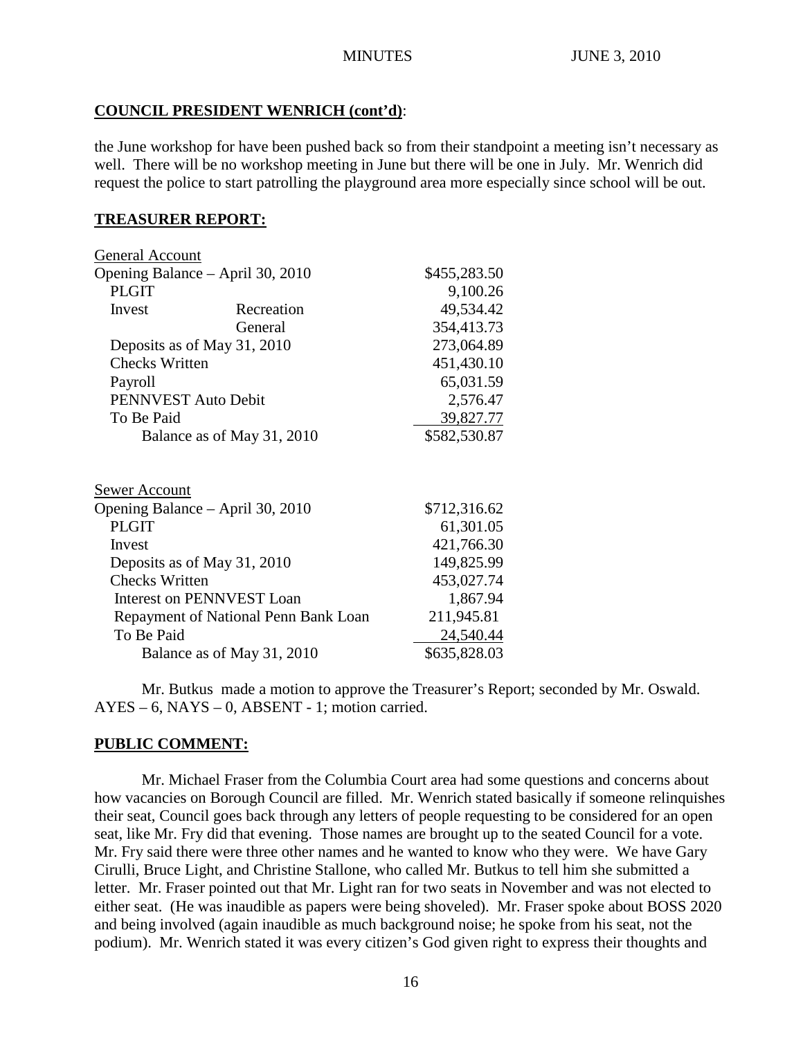## COUNCIL PRESIDENT WENRICH (cont'd):

the June workshop for have been pushed back so from their standpoint a meeting isn't necessary as well. There will be no workshop meeting in June but there will be one in July. Mr. Wenrich did request the police to start patrolling the playground area more especially since school will be out.

## TREASURER REPORT:

| General Account | | |
|---|---|---|
| Opening Balance – April 30, 2010 | | $455,283.50 |
| PLGIT | | 9,100.26 |
| Invest | Recreation | 49,534.42 |
| | General | 354,413.73 |
| Deposits as of May 31, 2010 | | 273,064.89 |
| Checks Written | | 451,430.10 |
| Payroll | | 65,031.59 |
| PENNVEST Auto Debit | | 2,576.47 |
| To Be Paid | | 39,827.77 |
| Balance as of May 31, 2010 | | $582,530.87 |

| Sewer Account | |
|---|---|
| Opening Balance – April 30, 2010 | $712,316.62 |
| PLGIT | 61,301.05 |
| Invest | 421,766.30 |
| Deposits as of May 31, 2010 | 149,825.99 |
| Checks Written | 453,027.74 |
| Interest on PENNVEST Loan | 1,867.94 |
| Repayment of National Penn Bank Loan | 211,945.81 |
| To Be Paid | 24,540.44 |
| Balance as of May 31, 2010 | $635,828.03 |

Mr. Butkus made a motion to approve the Treasurer's Report; seconded by Mr. Oswald. AYES – 6, NAYS – 0, ABSENT - 1; motion carried.

## PUBLIC COMMENT:

Mr. Michael Fraser from the Columbia Court area had some questions and concerns about how vacancies on Borough Council are filled. Mr. Wenrich stated basically if someone relinquishes their seat, Council goes back through any letters of people requesting to be considered for an open seat, like Mr. Fry did that evening. Those names are brought up to the seated Council for a vote. Mr. Fry said there were three other names and he wanted to know who they were. We have Gary Cirulli, Bruce Light, and Christine Stallone, who called Mr. Butkus to tell him she submitted a letter. Mr. Fraser pointed out that Mr. Light ran for two seats in November and was not elected to either seat. (He was inaudible as papers were being shoveled). Mr. Fraser spoke about BOSS 2020 and being involved (again inaudible as much background noise; he spoke from his seat, not the podium). Mr. Wenrich stated it was every citizen's God given right to express their thoughts and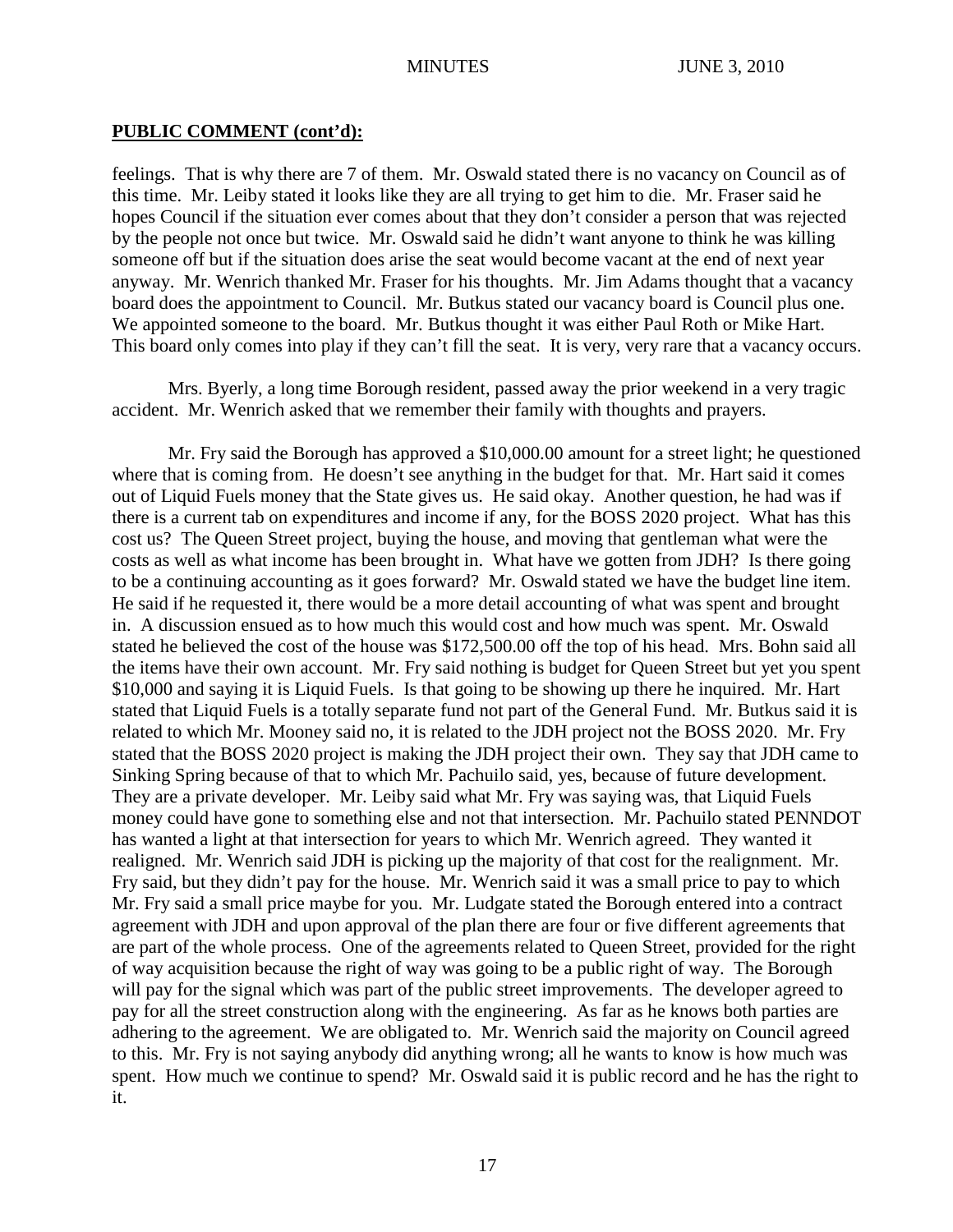**PUBLIC COMMENT (cont'd):**

feelings. That is why there are 7 of them. Mr. Oswald stated there is no vacancy on Council as of this time. Mr. Leiby stated it looks like they are all trying to get him to die. Mr. Fraser said he hopes Council if the situation ever comes about that they don't consider a person that was rejected by the people not once but twice. Mr. Oswald said he didn't want anyone to think he was killing someone off but if the situation does arise the seat would become vacant at the end of next year anyway. Mr. Wenrich thanked Mr. Fraser for his thoughts. Mr. Jim Adams thought that a vacancy board does the appointment to Council. Mr. Butkus stated our vacancy board is Council plus one. We appointed someone to the board. Mr. Butkus thought it was either Paul Roth or Mike Hart. This board only comes into play if they can't fill the seat. It is very, very rare that a vacancy occurs.

Mrs. Byerly, a long time Borough resident, passed away the prior weekend in a very tragic accident. Mr. Wenrich asked that we remember their family with thoughts and prayers.

Mr. Fry said the Borough has approved a $10,000.00 amount for a street light; he questioned where that is coming from. He doesn't see anything in the budget for that. Mr. Hart said it comes out of Liquid Fuels money that the State gives us. He said okay. Another question, he had was if there is a current tab on expenditures and income if any, for the BOSS 2020 project. What has this cost us? The Queen Street project, buying the house, and moving that gentleman what were the costs as well as what income has been brought in. What have we gotten from JDH? Is there going to be a continuing accounting as it goes forward? Mr. Oswald stated we have the budget line item. He said if he requested it, there would be a more detail accounting of what was spent and brought in. A discussion ensued as to how much this would cost and how much was spent. Mr. Oswald stated he believed the cost of the house was $172,500.00 off the top of his head. Mrs. Bohn said all the items have their own account. Mr. Fry said nothing is budget for Queen Street but yet you spent $10,000 and saying it is Liquid Fuels. Is that going to be showing up there he inquired. Mr. Hart stated that Liquid Fuels is a totally separate fund not part of the General Fund. Mr. Butkus said it is related to which Mr. Mooney said no, it is related to the JDH project not the BOSS 2020. Mr. Fry stated that the BOSS 2020 project is making the JDH project their own. They say that JDH came to Sinking Spring because of that to which Mr. Pachuilo said, yes, because of future development. They are a private developer. Mr. Leiby said what Mr. Fry was saying was, that Liquid Fuels money could have gone to something else and not that intersection. Mr. Pachuilo stated PENNDOT has wanted a light at that intersection for years to which Mr. Wenrich agreed. They wanted it realigned. Mr. Wenrich said JDH is picking up the majority of that cost for the realignment. Mr. Fry said, but they didn't pay for the house. Mr. Wenrich said it was a small price to pay to which Mr. Fry said a small price maybe for you. Mr. Ludgate stated the Borough entered into a contract agreement with JDH and upon approval of the plan there are four or five different agreements that are part of the whole process. One of the agreements related to Queen Street, provided for the right of way acquisition because the right of way was going to be a public right of way. The Borough will pay for the signal which was part of the public street improvements. The developer agreed to pay for all the street construction along with the engineering. As far as he knows both parties are adhering to the agreement. We are obligated to. Mr. Wenrich said the majority on Council agreed to this. Mr. Fry is not saying anybody did anything wrong; all he wants to know is how much was spent. How much we continue to spend? Mr. Oswald said it is public record and he has the right to it.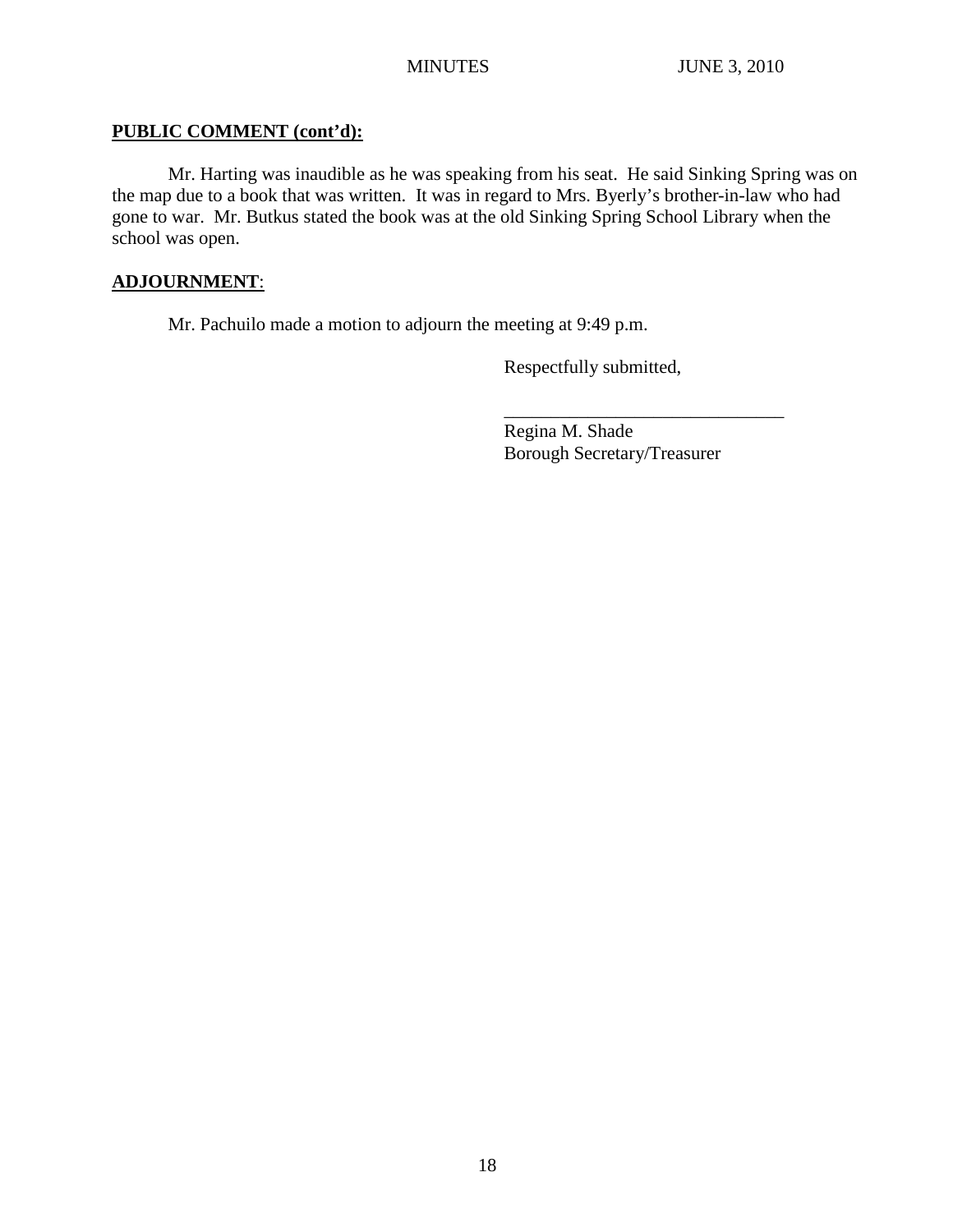**PUBLIC COMMENT (cont'd):**

Mr. Harting was inaudible as he was speaking from his seat. He said Sinking Spring was on the map due to a book that was written. It was in regard to Mrs. Byerly's brother-in-law who had gone to war. Mr. Butkus stated the book was at the old Sinking Spring School Library when the school was open.

**ADJOURNMENT**:

Mr. Pachuilo made a motion to adjourn the meeting at 9:49 p.m.

Respectfully submitted,

______________________________

Regina M. Shade
Borough Secretary/Treasurer